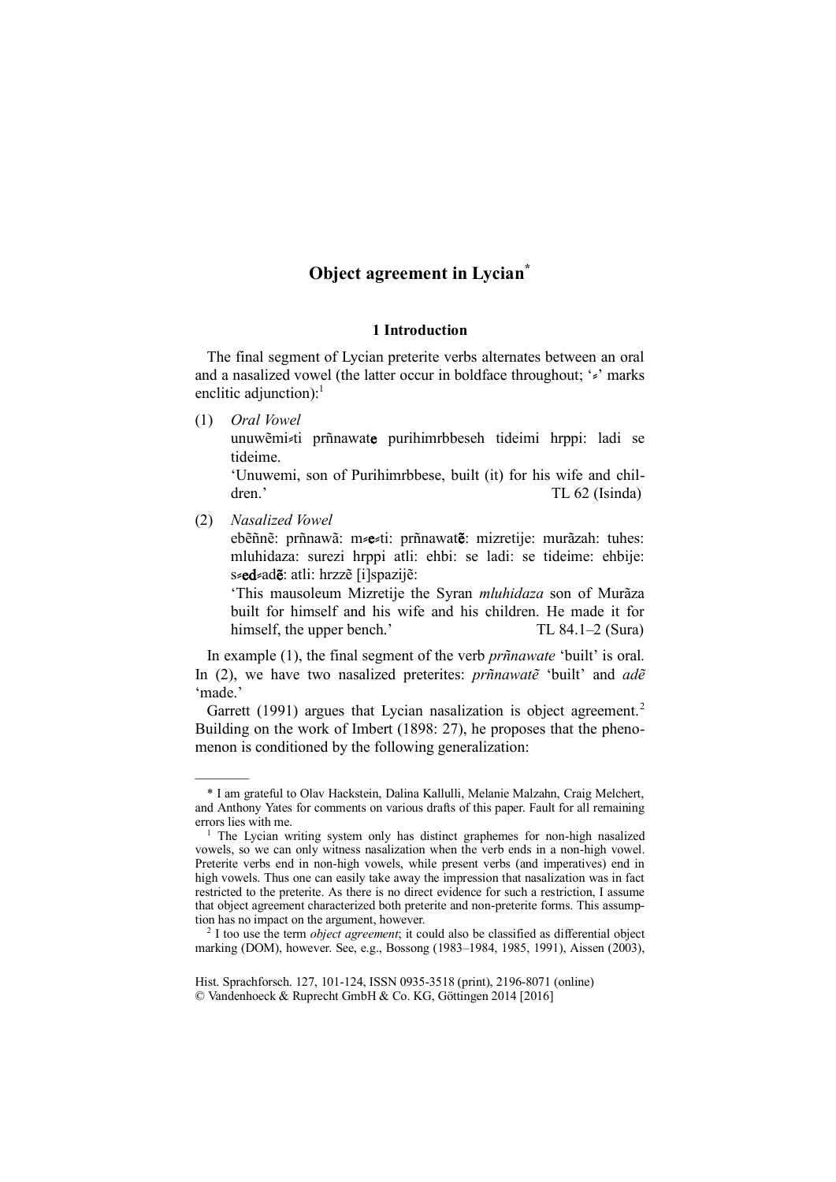# Object agreement in Lycian[*]

## 1 Introduction

The final segment of Lycian preterite verbs alternates between an oral and a nasalized vowel (the latter occur in boldface throughout; '⸗' marks enclitic adjunction):[1]

(1) *Oral Vowel*

unuwẽmi⸗ti prñnawat**e** purihimrbbeseh tideimi hrppi: ladi se tideime.

'Unuwemi, son of Purihimrbbese, built (it) for his wife and children.' TL 62 (Isinda)

(2) *Nasalized Vowel*

ebẽñnẽ: prñnawã: m⸗**e**⸗ti: prñnawat**ẽ**: mizretije: murãzah: tuhes: mluhidaza: surezi hrppi atli: ehbi: se ladi: se tideime: ehbije: s⸗**ed**⸗ad**ẽ**: atli: hrzzẽ [i]spazijẽ:

'This mausoleum Mizretije the Syran *mluhidaza* son of Murãza built for himself and his wife and his children. He made it for himself, the upper bench.' TL 84.1–2 (Sura)

In example (1), the final segment of the verb *prñnawate* 'built' is oral. In (2), we have two nasalized preterites: *prñnawatẽ* 'built' and *adẽ* 'made.'

Garrett (1991) argues that Lycian nasalization is object agreement.[2] Building on the work of Imbert (1898: 27), he proposes that the phenomenon is conditioned by the following generalization:

---

\* I am grateful to Olav Hackstein, Dalina Kallulli, Melanie Malzahn, Craig Melchert, and Anthony Yates for comments on various drafts of this paper. Fault for all remaining errors lies with me.

[1] The Lycian writing system only has distinct graphemes for non-high nasalized vowels, so we can only witness nasalization when the verb ends in a non-high vowel. Preterite verbs end in non-high vowels, while present verbs (and imperatives) end in high vowels. Thus one can easily take away the impression that nasalization was in fact restricted to the preterite. As there is no direct evidence for such a restriction, I assume that object agreement characterized both preterite and non-preterite forms. This assumption has no impact on the argument, however.

[2] I too use the term *object agreement*; it could also be classified as differential object marking (DOM), however. See, e.g., Bossong (1983–1984, 1985, 1991), Aissen (2003),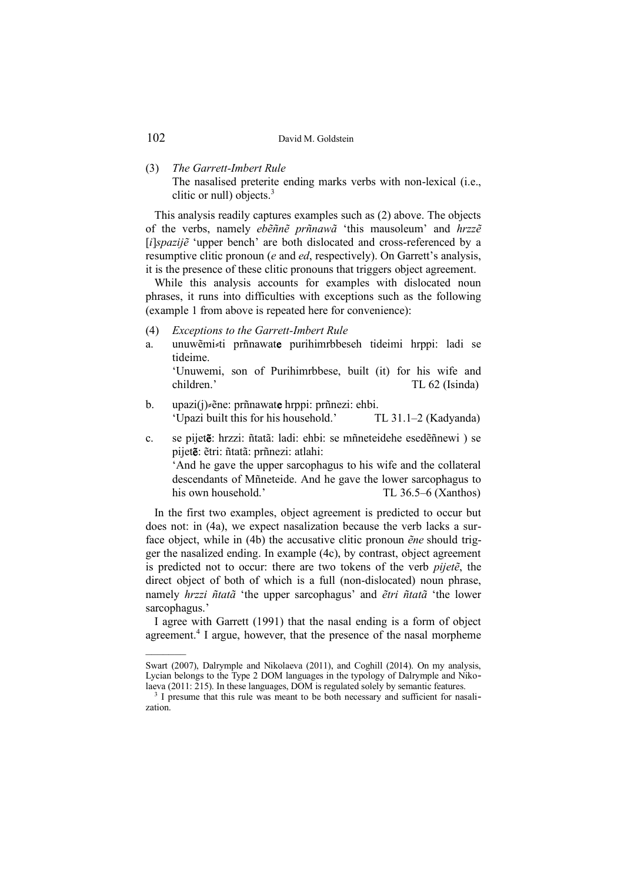(3) *The Garrett-Imbert Rule*
    The nasalised preterite ending marks verbs with non-lexical (i.e., clitic or null) objects.[3]

This analysis readily captures examples such as (2) above. The objects of the verbs, namely *ebẽñnẽ prñnawã* 'this mausoleum' and *hrzzẽ* [*i*]*spazijẽ* 'upper bench' are both dislocated and cross-referenced by a resumptive clitic pronoun (*e* and *ed*, respectively). On Garrett's analysis, it is the presence of these clitic pronouns that triggers object agreement.

While this analysis accounts for examples with dislocated noun phrases, it runs into difficulties with exceptions such as the following (example 1 from above is repeated here for convenience):

(4) *Exceptions to the Garrett-Imbert Rule*

a. unuwẽmi⸗ti prñnawat**e** purihimrbbeseh tideimi hrppi: ladi se tideime.
   'Unuwemi, son of Purihimrbbese, built (it) for his wife and children.' TL 62 (Isinda)

b. upazi(j)⸗ẽne: prñnawat**e** hrppi: prñnezi: ehbi.
   'Upazi built this for his household.' TL 31.1–2 (Kadyanda)

c. se pijet**ẽ**: hrzzi: ñtatã: ladi: ehbi: se mñneteidehe esedẽñnewi ) se pijet**ẽ**: ẽtri: ñtatã: prñnezi: atlahi:
   'And he gave the upper sarcophagus to his wife and the collateral descendants of Mñneteide. And he gave the lower sarcophagus to his own household.' TL 36.5–6 (Xanthos)

In the first two examples, object agreement is predicted to occur but does not: in (4a), we expect nasalization because the verb lacks a surface object, while in (4b) the accusative clitic pronoun *ẽne* should trigger the nasalized ending. In example (4c), by contrast, object agreement is predicted not to occur: there are two tokens of the verb *pijetẽ*, the direct object of both of which is a full (non-dislocated) noun phrase, namely *hrzzi ñtatã* 'the upper sarcophagus' and *ẽtri ñtatã* 'the lower sarcophagus.'

I agree with Garrett (1991) that the nasal ending is a form of object agreement.[4] I argue, however, that the presence of the nasal morpheme

---

Swart (2007), Dalrymple and Nikolaeva (2011), and Coghill (2014). On my analysis, Lycian belongs to the Type 2 DOM languages in the typology of Dalrymple and Nikolaeva (2011: 215). In these languages, DOM is regulated solely by semantic features.

[3] I presume that this rule was meant to be both necessary and sufficient for nasalization.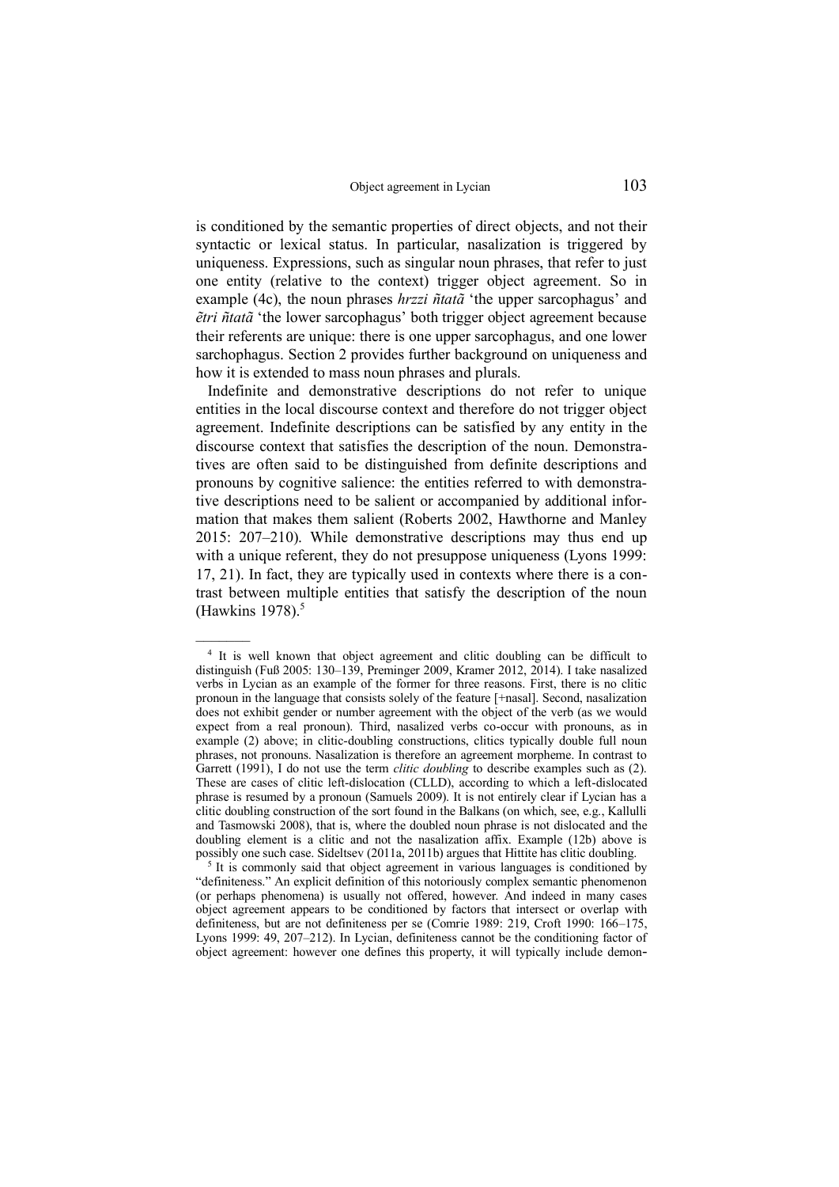is conditioned by the semantic properties of direct objects, and not their syntactic or lexical status. In particular, nasalization is triggered by uniqueness. Expressions, such as singular noun phrases, that refer to just one entity (relative to the context) trigger object agreement. So in example (4c), the noun phrases *hrzzi ñtatã* 'the upper sarcophagus' and *ẽtri ñtatã* 'the lower sarcophagus' both trigger object agreement because their referents are unique: there is one upper sarcophagus, and one lower sarchophagus. Section 2 provides further background on uniqueness and how it is extended to mass noun phrases and plurals.

Indefinite and demonstrative descriptions do not refer to unique entities in the local discourse context and therefore do not trigger object agreement. Indefinite descriptions can be satisfied by any entity in the discourse context that satisfies the description of the noun. Demonstratives are often said to be distinguished from definite descriptions and pronouns by cognitive salience: the entities referred to with demonstrative descriptions need to be salient or accompanied by additional information that makes them salient (Roberts 2002, Hawthorne and Manley 2015: 207–210). While demonstrative descriptions may thus end up with a unique referent, they do not presuppose uniqueness (Lyons 1999: 17, 21). In fact, they are typically used in contexts where there is a contrast between multiple entities that satisfy the description of the noun (Hawkins 1978).[5]

---

[4] It is well known that object agreement and clitic doubling can be difficult to distinguish (Fuß 2005: 130–139, Preminger 2009, Kramer 2012, 2014). I take nasalized verbs in Lycian as an example of the former for three reasons. First, there is no clitic pronoun in the language that consists solely of the feature [+nasal]. Second, nasalization does not exhibit gender or number agreement with the object of the verb (as we would expect from a real pronoun). Third, nasalized verbs co-occur with pronouns, as in example (2) above; in clitic-doubling constructions, clitics typically double full noun phrases, not pronouns. Nasalization is therefore an agreement morpheme. In contrast to Garrett (1991), I do not use the term *clitic doubling* to describe examples such as (2). These are cases of clitic left-dislocation (CLLD), according to which a left-dislocated phrase is resumed by a pronoun (Samuels 2009). It is not entirely clear if Lycian has a clitic doubling construction of the sort found in the Balkans (on which, see, e.g., Kallulli and Tasmowski 2008), that is, where the doubled noun phrase is not dislocated and the doubling element is a clitic and not the nasalization affix. Example (12b) above is possibly one such case. Sideltsev (2011a, 2011b) argues that Hittite has clitic doubling.

[5] It is commonly said that object agreement in various languages is conditioned by "definiteness." An explicit definition of this notoriously complex semantic phenomenon (or perhaps phenomena) is usually not offered, however. And indeed in many cases object agreement appears to be conditioned by factors that intersect or overlap with definiteness, but are not definiteness per se (Comrie 1989: 219, Croft 1990: 166–175, Lyons 1999: 49, 207–212). In Lycian, definiteness cannot be the conditioning factor of object agreement: however one defines this property, it will typically include demon-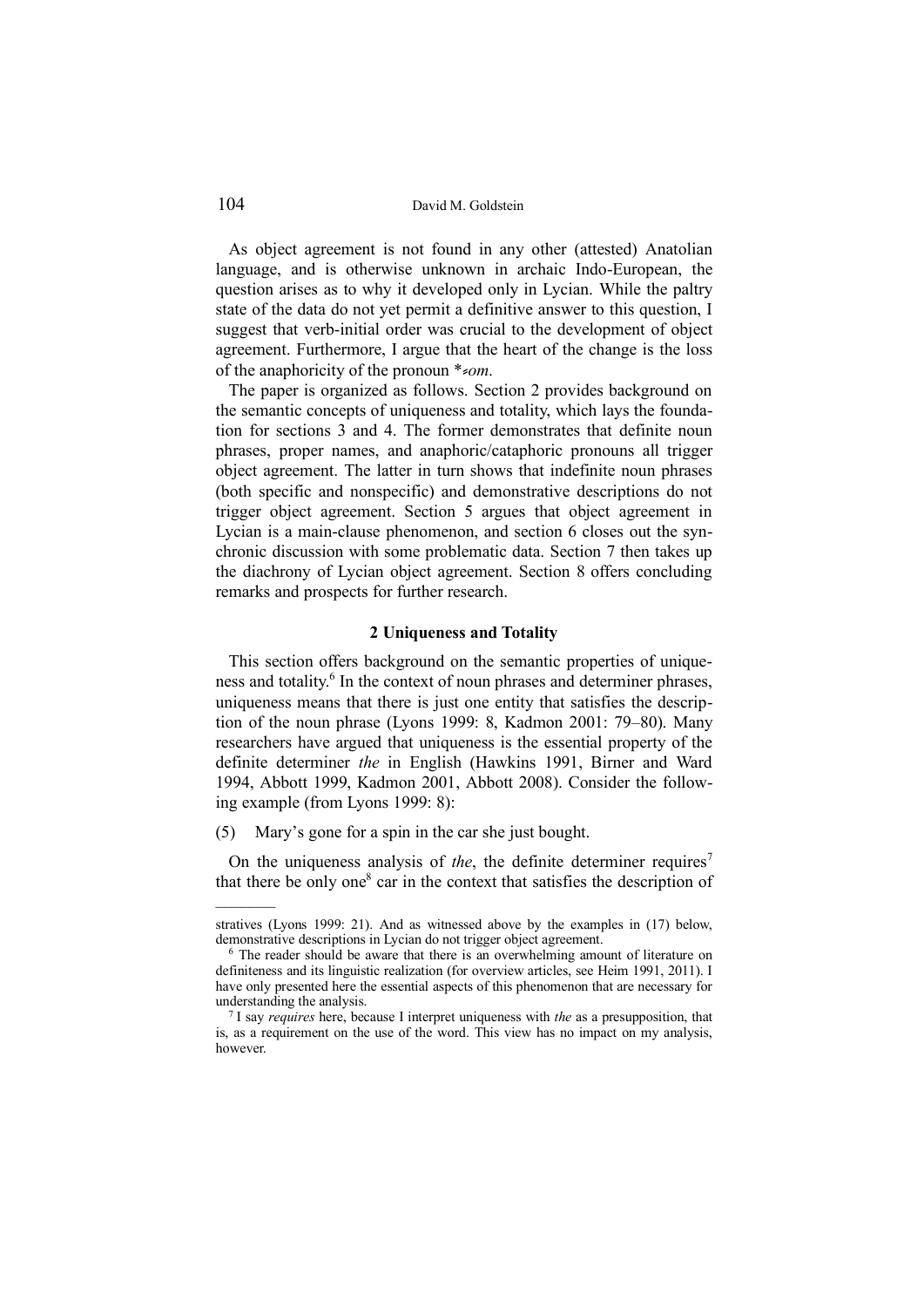As object agreement is not found in any other (attested) Anatolian language, and is otherwise unknown in archaic Indo-European, the question arises as to why it developed only in Lycian. While the paltry state of the data do not yet permit a definitive answer to this question, I suggest that verb-initial order was crucial to the development of object agreement. Furthermore, I argue that the heart of the change is the loss of the anaphoricity of the pronoun **ɂom*.

The paper is organized as follows. Section 2 provides background on the semantic concepts of uniqueness and totality, which lays the foundation for sections 3 and 4. The former demonstrates that definite noun phrases, proper names, and anaphoric/cataphoric pronouns all trigger object agreement. The latter in turn shows that indefinite noun phrases (both specific and nonspecific) and demonstrative descriptions do not trigger object agreement. Section 5 argues that object agreement in Lycian is a main-clause phenomenon, and section 6 closes out the synchronic discussion with some problematic data. Section 7 then takes up the diachrony of Lycian object agreement. Section 8 offers concluding remarks and prospects for further research.

### 2 Uniqueness and Totality

This section offers background on the semantic properties of uniqueness and totality.[6] In the context of noun phrases and determiner phrases, uniqueness means that there is just one entity that satisfies the description of the noun phrase (Lyons 1999: 8, Kadmon 2001: 79–80). Many researchers have argued that uniqueness is the essential property of the definite determiner *the* in English (Hawkins 1991, Birner and Ward 1994, Abbott 1999, Kadmon 2001, Abbott 2008). Consider the following example (from Lyons 1999: 8):

(5) Mary's gone for a spin in the car she just bought.

On the uniqueness analysis of *the*, the definite determiner requires[7] that there be only one[8] car in the context that satisfies the description of

---

stratives (Lyons 1999: 21). And as witnessed above by the examples in (17) below, demonstrative descriptions in Lycian do not trigger object agreement.

[6] The reader should be aware that there is an overwhelming amount of literature on definiteness and its linguistic realization (for overview articles, see Heim 1991, 2011). I have only presented here the essential aspects of this phenomenon that are necessary for understanding the analysis.

[7] I say *requires* here, because I interpret uniqueness with *the* as a presupposition, that is, as a requirement on the use of the word. This view has no impact on my analysis, however.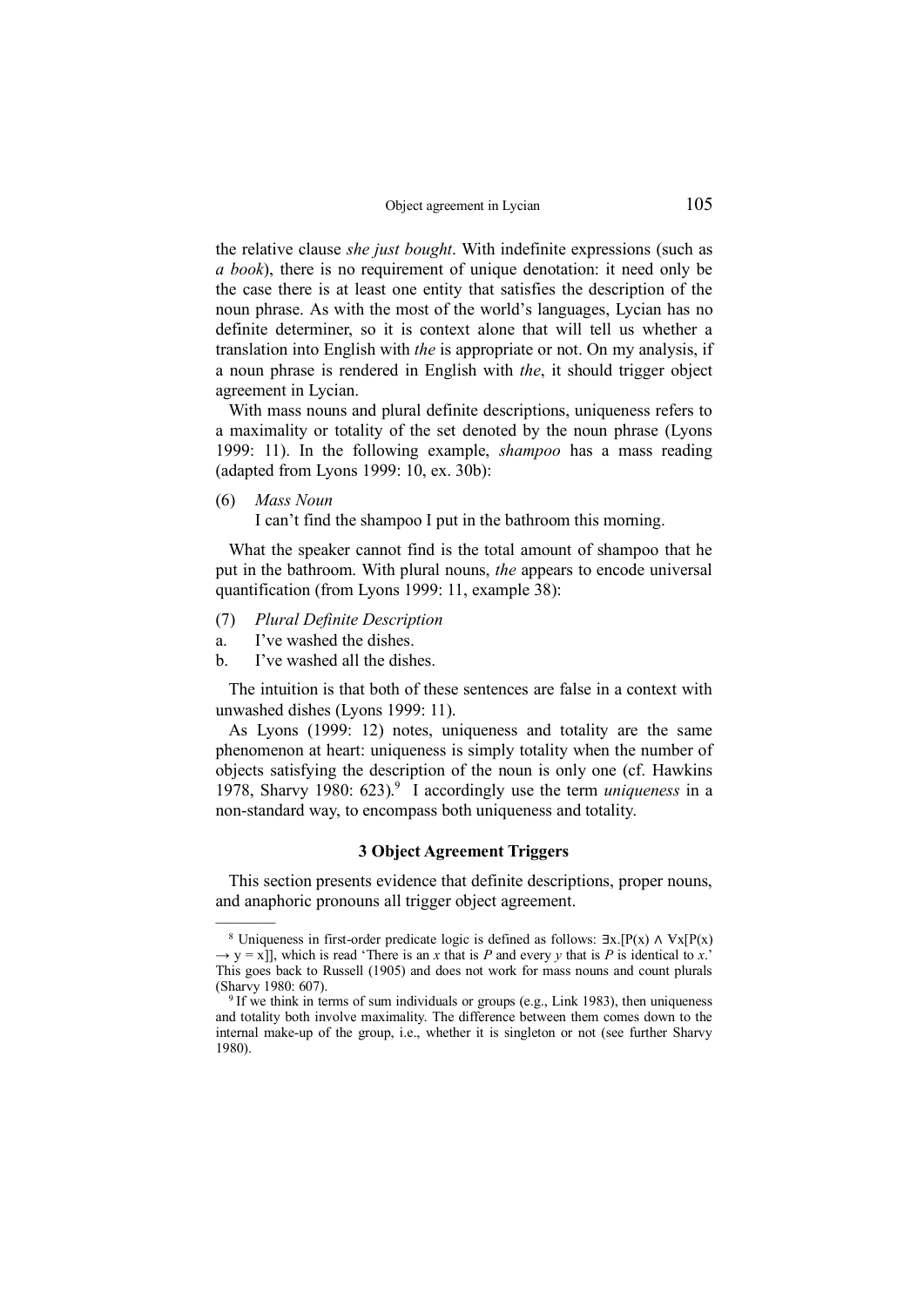the relative clause *she just bought*. With indefinite expressions (such as *a book*), there is no requirement of unique denotation: it need only be the case there is at least one entity that satisfies the description of the noun phrase. As with the most of the world's languages, Lycian has no definite determiner, so it is context alone that will tell us whether a translation into English with *the* is appropriate or not. On my analysis, if a noun phrase is rendered in English with *the*, it should trigger object agreement in Lycian.

With mass nouns and plural definite descriptions, uniqueness refers to a maximality or totality of the set denoted by the noun phrase (Lyons 1999: 11). In the following example, *shampoo* has a mass reading (adapted from Lyons 1999: 10, ex. 30b):

(6) *Mass Noun*
 I can't find the shampoo I put in the bathroom this morning.

What the speaker cannot find is the total amount of shampoo that he put in the bathroom. With plural nouns, *the* appears to encode universal quantification (from Lyons 1999: 11, example 38):

(7) *Plural Definite Description*
a. I've washed the dishes.
b. I've washed all the dishes.

The intuition is that both of these sentences are false in a context with unwashed dishes (Lyons 1999: 11).

As Lyons (1999: 12) notes, uniqueness and totality are the same phenomenon at heart: uniqueness is simply totality when the number of objects satisfying the description of the noun is only one (cf. Hawkins 1978, Sharvy 1980: 623).[9] I accordingly use the term *uniqueness* in a non-standard way, to encompass both uniqueness and totality.

## 3 Object Agreement Triggers

This section presents evidence that definite descriptions, proper nouns, and anaphoric pronouns all trigger object agreement.

---

[8] Uniqueness in first-order predicate logic is defined as follows: $\exists x.[P(x) \wedge \forall x[P(x) \rightarrow y = x]]$, which is read 'There is an *x* that is *P* and every *y* that is *P* is identical to *x*.' This goes back to Russell (1905) and does not work for mass nouns and count plurals (Sharvy 1980: 607).

[9] If we think in terms of sum individuals or groups (e.g., Link 1983), then uniqueness and totality both involve maximality. The difference between them comes down to the internal make-up of the group, i.e., whether it is singleton or not (see further Sharvy 1980).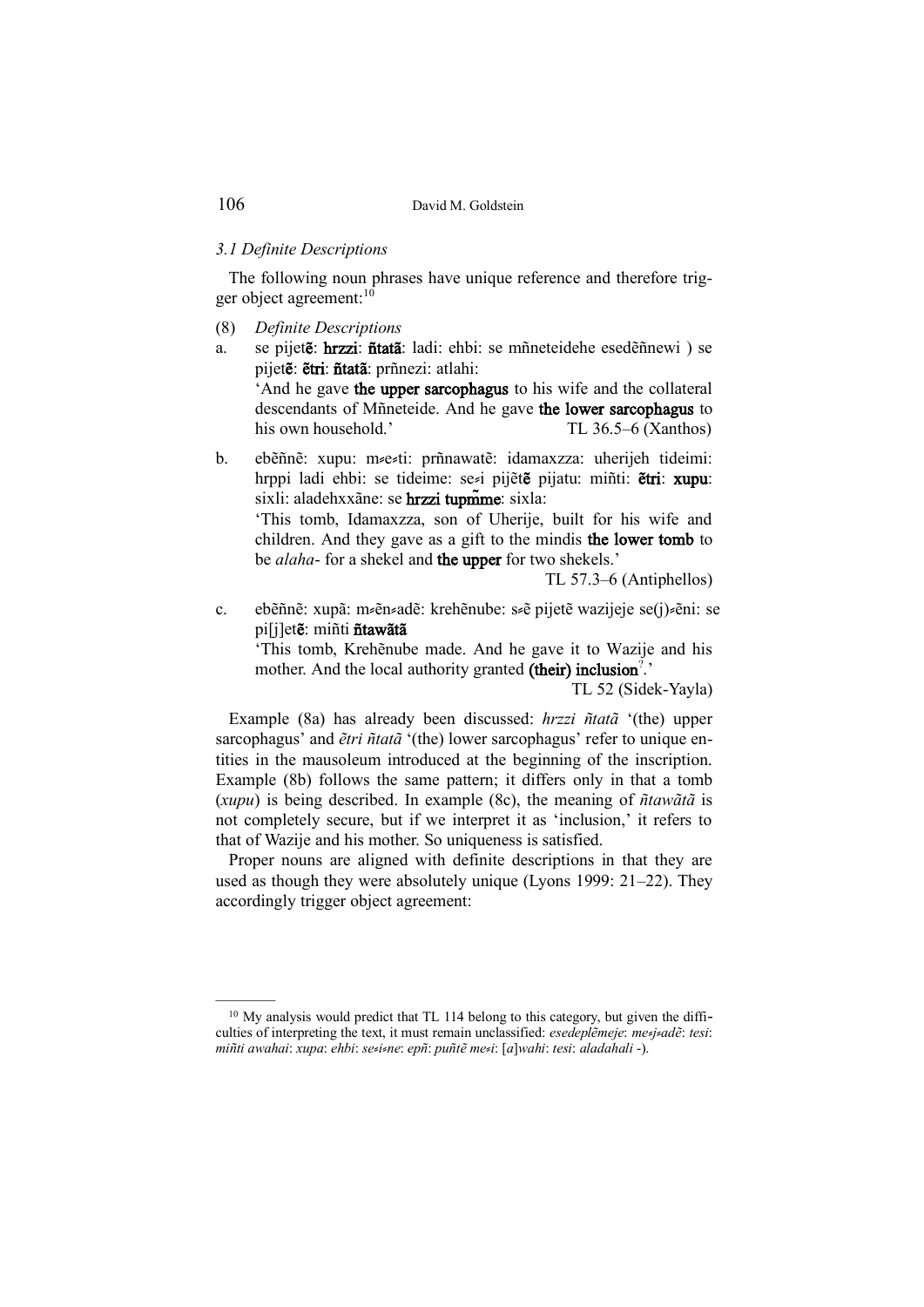*3.1 Definite Descriptions*

The following noun phrases have unique reference and therefore trigger object agreement:[10]

(8) *Definite Descriptions*

a. se pijet**ẽ**: **hrzzi**: **ñtatã**: ladi: ehbi: se mñneteidehe esedẽñnewi ) se pijet**ẽ**: **ẽtri**: **ñtatã**: prñnezi: atlahi:
'And he gave **the upper sarcophagus** to his wife and the collateral descendants of Mñneteide. And he gave **the lower sarcophagus** to his own household.' TL 36.5–6 (Xanthos)

b. ebẽñnẽ: xupu: m≠e≠ti: prñnawatẽ: idamaxzza: uherijeh tideimi: hrppi ladi ehbi: se tideime: se≠i pijẽt**ẽ** pijatu: miñti: **ẽtri**: **xupu**: sixli: aladehxxãne: se **hrzzi tupm̃me**: sixla:
'This tomb, Idamaxzza, son of Uherije, built for his wife and children. And they gave as a gift to the mindis **the lower tomb** to be *alaha*- for a shekel and **the upper** for two shekels.'
TL 57.3–6 (Antiphellos)

c. ebẽñnẽ: xupã: m≠ẽn≠adẽ: krehẽnube: s≠ẽ pijetẽ wazijeje se(j)≠ẽni: se pi[j]et**ẽ**: miñti **ñtawãtã**
'This tomb, Krehẽnube made. And he gave it to Wazije and his mother. And the local authority granted **(their) inclusion**?.'
TL 52 (Sidek-Yayla)

Example (8a) has already been discussed: *hrzzi ñtatã* '(the) upper sarcophagus' and *ẽtri ñtatã* '(the) lower sarcophagus' refer to unique entities in the mausoleum introduced at the beginning of the inscription. Example (8b) follows the same pattern; it differs only in that a tomb (*xupu*) is being described. In example (8c), the meaning of *ñtawãtã* is not completely secure, but if we interpret it as 'inclusion,' it refers to that of Wazije and his mother. So uniqueness is satisfied.

Proper nouns are aligned with definite descriptions in that they are used as though they were absolutely unique (Lyons 1999: 21–22). They accordingly trigger object agreement:

---

[10] My analysis would predict that TL 114 belong to this category, but given the difficulties of interpreting the text, it must remain unclassified: *esedeplẽmeje*: *me≠j≠adẽ*: *tesi*: *miñti awahai*: *xupa*: *ehbi*: *se≠i≠ne*: *epñ*: *puñtẽ me≠i*: [*a*]*wahi*: *tesi*: *aladahali* -).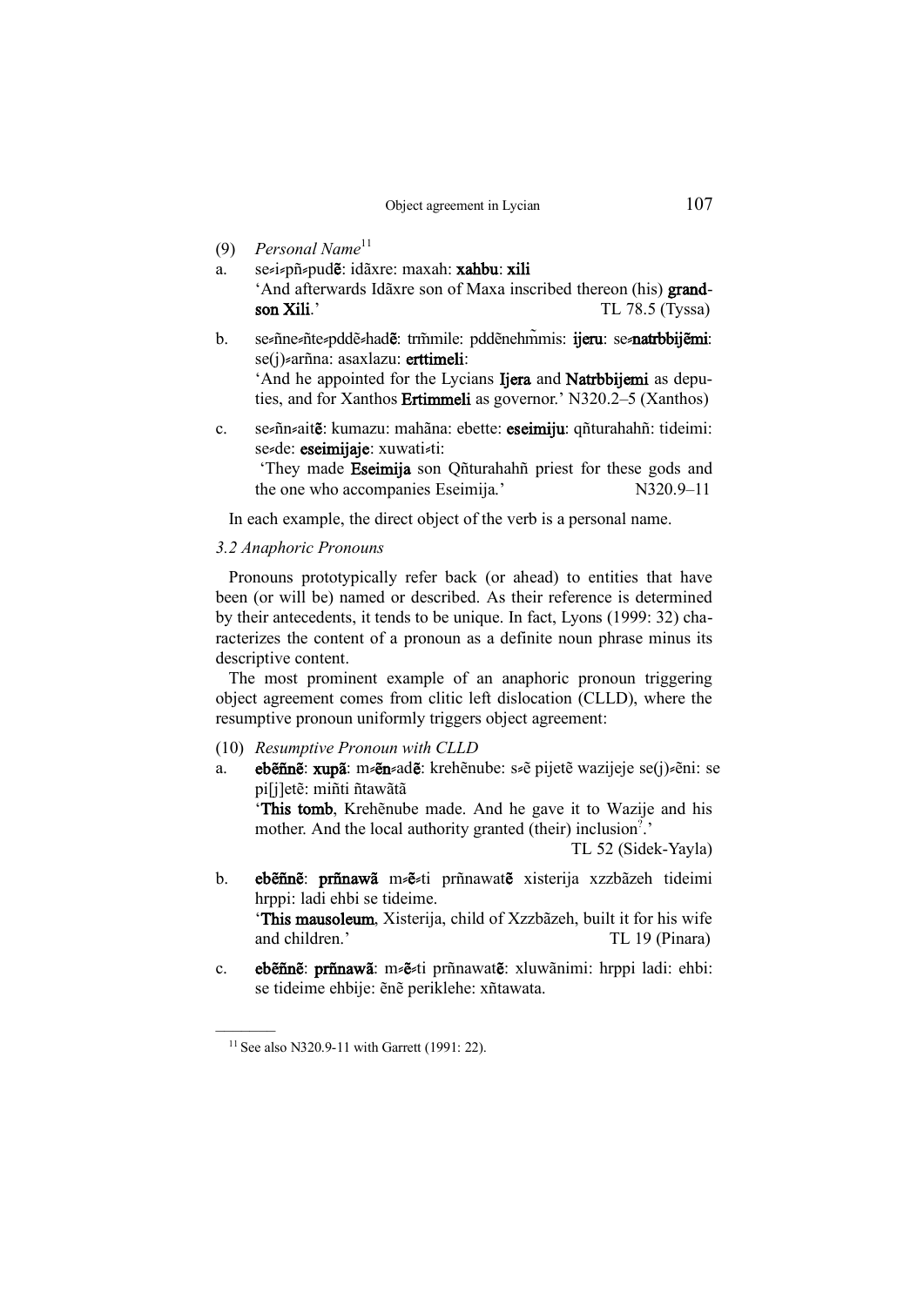(9) *Personal Name*[11]

a. se⸗i⸗pñ⸗pudẽ: idãxre: maxah: **xahbu**: **xili**
'And afterwards Idãxre son of Maxa inscribed thereon (his) **grandson Xili**.' TL 78.5 (Tyssa)

b. se⸗ñne⸗ñte⸗pddẽ⸗hadẽ: trm̃mile: pddẽnehm̃mis: **ijeru**: se⸗**natrbbijẽmi**: se(j)⸗arñna: asaxlazu: **erttimeli**:
'And he appointed for the Lycians **Ijera** and **Natrbbijemi** as deputies, and for Xanthos **Ertimmeli** as governor.' N320.2–5 (Xanthos)

c. se⸗ñn⸗aitẽ: kumazu: mahãna: ebette: **eseimiju**: qñturahahñ: tideimi: se⸗de: **eseimijaje**: xuwati⸗ti:
'They made **Eseimija** son Qñturahahñ priest for these gods and the one who accompanies Eseimija.' N320.9–11

In each example, the direct object of the verb is a personal name.

*3.2 Anaphoric Pronouns*

Pronouns prototypically refer back (or ahead) to entities that have been (or will be) named or described. As their reference is determined by their antecedents, it tends to be unique. In fact, Lyons (1999: 32) characterizes the content of a pronoun as a definite noun phrase minus its descriptive content.

The most prominent example of an anaphoric pronoun triggering object agreement comes from clitic left dislocation (CLLD), where the resumptive pronoun uniformly triggers object agreement:

(10) *Resumptive Pronoun with CLLD*

a. **ebẽñnẽ**: **xupã**: m⸗**ẽn**⸗adẽ: krehẽnube: s⸗ẽ pijetẽ wazijeje se(j)⸗ẽni: se pi[j]etẽ: miñti ñtawãtã
'**This tomb**, Krehẽnube made. And he gave it to Wazije and his mother. And the local authority granted (their) inclusion?.'
TL 52 (Sidek-Yayla)

b. **ebẽñnẽ**: **prñnawã** m⸗**ẽ**⸗ti prñnawatẽ xisterija xzzbãzeh tideimi hrppi: ladi ehbi se tideime.
'**This mausoleum**, Xisterija, child of Xzzbãzeh, built it for his wife and children.' TL 19 (Pinara)

c. **ebẽñnẽ**: **prñnawã**: m⸗**ẽ**⸗ti prñnawatẽ: xluwãnimi: hrppi ladi: ehbi: se tideime ehbije: ẽnẽ periklehe: xñtawata.

---

[11] See also N320.9-11 with Garrett (1991: 22).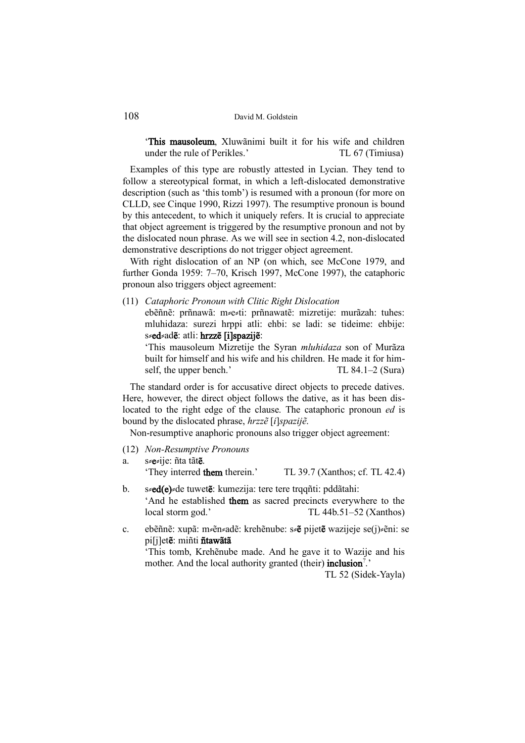'**This mausoleum**, Xluwãnimi built it for his wife and children under the rule of Perikles.' TL 67 (Timiusa)

Examples of this type are robustly attested in Lycian. They tend to follow a stereotypical format, in which a left-dislocated demonstrative description (such as 'this tomb') is resumed with a pronoun (for more on CLLD, see Cinque 1990, Rizzi 1997). The resumptive pronoun is bound by this antecedent, to which it uniquely refers. It is crucial to appreciate that object agreement is triggered by the resumptive pronoun and not by the dislocated noun phrase. As we will see in section 4.2, non-dislocated demonstrative descriptions do not trigger object agreement.

With right dislocation of an NP (on which, see McCone 1979, and further Gonda 1959: 7–70, Krisch 1997, McCone 1997), the cataphoric pronoun also triggers object agreement:

(11) *Cataphoric Pronoun with Clitic Right Dislocation*
ebẽñnẽ: prñnawã: m≠e≠ti: prñnawatẽ: mizretije: murãzah: tuhes: mluhidaza: surezi hrppi atli: ehbi: se ladi: se tideime: ehbije: s≠**ed**≠ad**ẽ**: atli: **hrzzẽ [i]spazijẽ**:
'This mausoleum Mizretije the Syran *mluhidaza* son of Murãza built for himself and his wife and his children. He made it for himself, the upper bench.' TL 84.1–2 (Sura)

The standard order is for accusative direct objects to precede datives. Here, however, the direct object follows the dative, as it has been dislocated to the right edge of the clause. The cataphoric pronoun *ed* is bound by the dislocated phrase, *hrzzẽ* [*i*]*spazijẽ*.

Non-resumptive anaphoric pronouns also trigger object agreement:

(12) *Non-Resumptive Pronouns*
a. s≠**e**≠ije: ñta tãt**ẽ**.
'They interred **them** therein.' TL 39.7 (Xanthos; cf. TL 42.4)

b. s≠**ed(e)**≠de tuwet**ẽ**: kumezija: tere tere trqqñti: pddãtahi:
'And he established **them** as sacred precincts everywhere to the local storm god.' TL 44b.51–52 (Xanthos)

c. ebẽñnẽ: xupã: m≠ẽn≠adẽ: krehẽnube: s≠**ẽ** pijet**ẽ** wazijeje se(j)≠ẽni: se pi[j]et**ẽ**: miñti **ñtawãtã**
'This tomb, Krehẽnube made. And he gave it to Wazije and his mother. And the local authority granted (their) **inclusion**?.' TL 52 (Sidek-Yayla)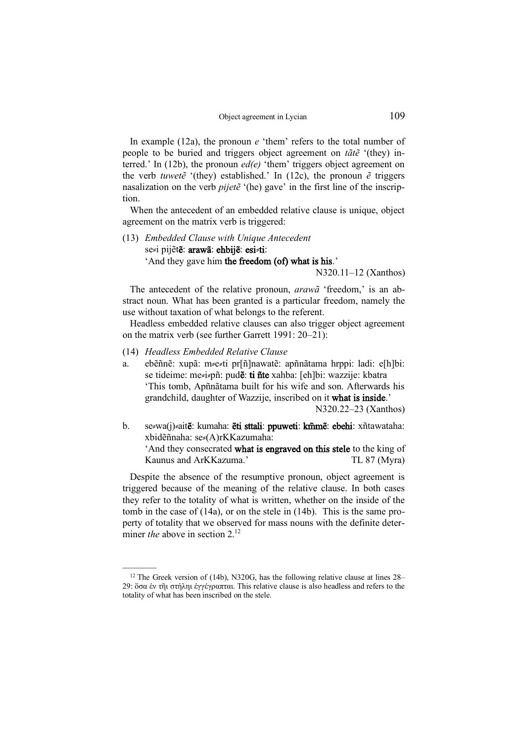In example (12a), the pronoun *e* 'them' refers to the total number of people to be buried and triggers object agreement on *tãtẽ* '(they) interred.' In (12b), the pronoun *ed(e)* 'them' triggers object agreement on the verb *tuwetẽ* '(they) established.' In (12c), the pronoun *ẽ* triggers nasalization on the verb *pijetẽ* '(he) gave' in the first line of the inscription.

When the antecedent of an embedded relative clause is unique, object agreement on the matrix verb is triggered:

(13) *Embedded Clause with Unique Antecedent*
se⸗i pijẽt**ẽ**: **arawã**: **ehbijẽ**: **esi⸗ti**:
'And they gave him **the freedom (of) what is his**.'
N320.11–12 (Xanthos)

The antecedent of the relative pronoun, *arawã* 'freedom,' is an abstract noun. What has been granted is a particular freedom, namely the use without taxation of what belongs to the referent.

Headless embedded relative clauses can also trigger object agreement on the matrix verb (see further Garrett 1991: 20–21):

(14) *Headless Embedded Relative Clause*

a. ebẽñnẽ: xupã: m⸗e⸗ti pr[ñ]nawatẽ: apñnãtama hrppi: ladi: e[h]bi: se tideime: me⸗i⸗pñ: pud**ẽ**: **ti ñte** xahba: [eh]bi: wazzije: kbatra
'This tomb, Apñnãtama built for his wife and son. Afterwards his grandchild, daughter of Wazzije, inscribed on it **what is inside**.'
N320.22–23 (Xanthos)

b. se⸗wa(j)⸗ait**ẽ**: kumaha: **ẽti sttali**: **ppuweti**: **kñmẽ**: **ebehi**: xñtawataha: xbidẽñnaha: se⸗(A)rKKazumaha:
'And they consecrated **what is engraved on this stele** to the king of Kaunus and ArKKazuma.' TL 87 (Myra)

Despite the absence of the resumptive pronoun, object agreement is triggered because of the meaning of the relative clause. In both cases they refer to the totality of what is written, whether on the inside of the tomb in the case of (14a), or on the stele in (14b). This is the same property of totality that we observed for mass nouns with the definite determiner *the* above in section 2.[12]

---

[12] The Greek version of (14b), N320G, has the following relative clause at lines 28–29: ὅσα ἐν τῆι στήληι ἐγγέγραπται. This relative clause is also headless and refers to the totality of what has been inscribed on the stele.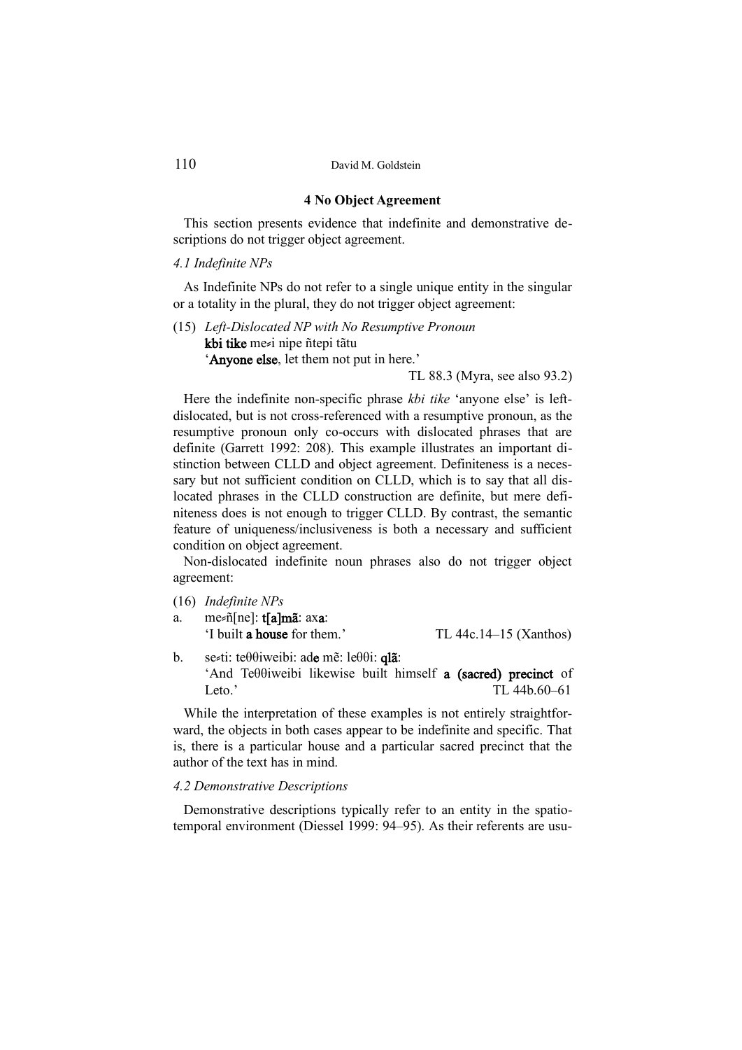## 4 No Object Agreement

This section presents evidence that indefinite and demonstrative descriptions do not trigger object agreement.

### *4.1 Indefinite NPs*

As Indefinite NPs do not refer to a single unique entity in the singular or a totality in the plural, they do not trigger object agreement:

(15) *Left-Dislocated NP with No Resumptive Pronoun*
 **kbi tike** me≈i nipe ñtepi tãtu
 '**Anyone else**, let them not put in here.'
 TL 88.3 (Myra, see also 93.2)

Here the indefinite non-specific phrase *kbi tike* 'anyone else' is left-dislocated, but is not cross-referenced with a resumptive pronoun, as the resumptive pronoun only co-occurs with dislocated phrases that are definite (Garrett 1992: 208). This example illustrates an important distinction between CLLD and object agreement. Definiteness is a necessary but not sufficient condition on CLLD, which is to say that all dislocated phrases in the CLLD construction are definite, but mere definiteness does is not enough to trigger CLLD. By contrast, the semantic feature of uniqueness/inclusiveness is both a necessary and sufficient condition on object agreement.

Non-dislocated indefinite noun phrases also do not trigger object agreement:

(16) *Indefinite NPs*

a. me≈ñ[ne]: **t[a]mã**: ax**a**:
 'I built **a house** for them.' TL 44c.14–15 (Xanthos)

b. se≈ti: teθθiweibi: ad**e** mẽ: leθθi: **qlã**:
 'And Teθθiweibi likewise built himself **a (sacred) precinct** of Leto.' TL 44b.60–61

While the interpretation of these examples is not entirely straightforward, the objects in both cases appear to be indefinite and specific. That is, there is a particular house and a particular sacred precinct that the author of the text has in mind.

### *4.2 Demonstrative Descriptions*

Demonstrative descriptions typically refer to an entity in the spatio-temporal environment (Diessel 1999: 94–95). As their referents are usu-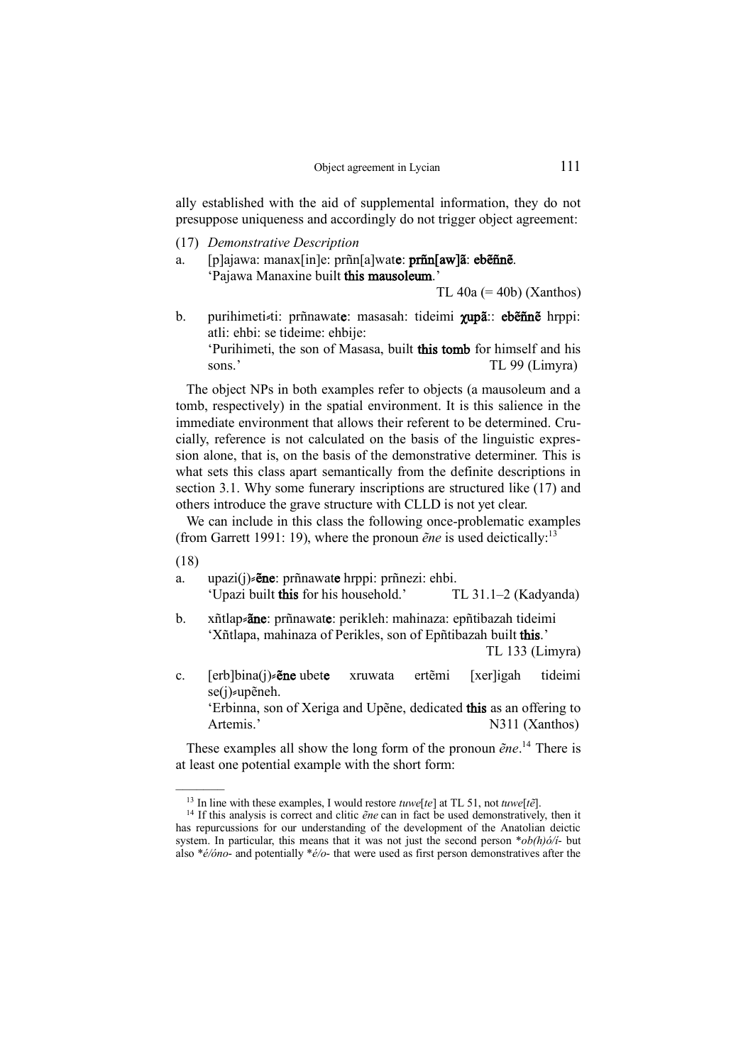ally established with the aid of supplemental information, they do not presuppose uniqueness and accordingly do not trigger object agreement:

(17) *Demonstrative Description*

a. [p]ajawa: manax[in]e: prñn[a]wat**e**: **prñn[aw]ã**: **ebẽñnẽ**.
   'Pajawa Manaxine built **this mausoleum**.'
   TL 40a (= 40b) (Xanthos)

b. purihimeti≠ti: prñnawat**e**: masasah: tideimi **χupã**:: **ebẽñnẽ** hrppi: atli: ehbi: se tideime: ehbije:
   'Purihimeti, the son of Masasa, built **this tomb** for himself and his sons.' TL 99 (Limyra)

The object NPs in both examples refer to objects (a mausoleum and a tomb, respectively) in the spatial environment. It is this salience in the immediate environment that allows their referent to be determined. Crucially, reference is not calculated on the basis of the linguistic expression alone, that is, on the basis of the demonstrative determiner. This is what sets this class apart semantically from the definite descriptions in section 3.1. Why some funerary inscriptions are structured like (17) and others introduce the grave structure with CLLD is not yet clear.

We can include in this class the following once-problematic examples (from Garrett 1991: 19), where the pronoun *ẽne* is used deictically:[13]

(18)

a. upazi(j)≠**ẽne**: prñnawat**e** hrppi: prñnezi: ehbi.
   'Upazi built **this** for his household.' TL 31.1–2 (Kadyanda)

b. xñtlap≠**ãne**: prñnawat**e**: perikleh: mahinaza: epñtibazah tideimi
   'Xñtlapa, mahinaza of Perikles, son of Epñtibazah built **this**.'
   TL 133 (Limyra)

c. [erb]bina(j)≠**ẽne** ubet**e** xruwata ertẽmi [xer]igah tideimi se(j)≠upẽneh.
   'Erbinna, son of Xeriga and Upẽne, dedicated **this** as an offering to Artemis.' N311 (Xanthos)

These examples all show the long form of the pronoun *ẽne*.[14] There is at least one potential example with the short form:

---

[13] In line with these examples, I would restore *tuwe*[*te*] at TL 51, not *tuwe*[*tẽ*].

[14] If this analysis is correct and clitic *ẽne* can in fact be used demonstratively, then it has repurcussions for our understanding of the development of the Anatolian deictic system. In particular, this means that it was not just the second person \**ob(h)ó/í-* but also \**é/óno-* and potentially \**é/o-* that were used as first person demonstratives after the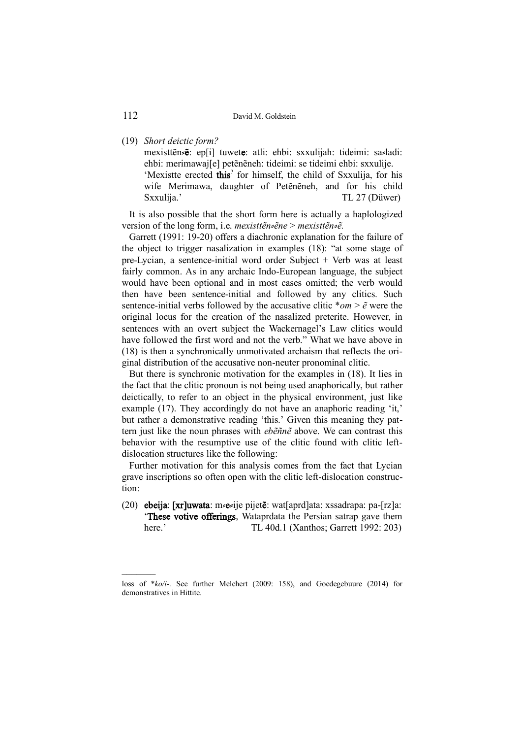(19) *Short deictic form?*
mexisttẽn=**ẽ**: ep[i] tuwet**e**: atli: ehbi: sxxulijah: tideimi: sa=ladi: ehbi: merimawaj[e] petẽnẽneh: tideimi: se tideimi ehbi: sxxulije.
'Mexistte erected **this**? for himself, the child of Sxxulija, for his wife Merimawa, daughter of Petẽnẽneh, and for his child Sxxulija.' TL 27 (Düwer)

It is also possible that the short form here is actually a haplologized version of the long form, i.e. *mexisttẽn=ẽne* > *mexisttẽn=ẽ.*

Garrett (1991: 19-20) offers a diachronic explanation for the failure of the object to trigger nasalization in examples (18): "at some stage of pre-Lycian, a sentence-initial word order Subject + Verb was at least fairly common. As in any archaic Indo-European language, the subject would have been optional and in most cases omitted; the verb would then have been sentence-initial and followed by any clitics. Such sentence-initial verbs followed by the accusative clitic \**om* > *ẽ* were the original locus for the creation of the nasalized preterite. However, in sentences with an overt subject the Wackernagel's Law clitics would have followed the first word and not the verb." What we have above in (18) is then a synchronically unmotivated archaism that reflects the original distribution of the accusative non-neuter pronominal clitic.

But there is synchronic motivation for the examples in (18). It lies in the fact that the clitic pronoun is not being used anaphorically, but rather deictically, to refer to an object in the physical environment, just like example (17). They accordingly do not have an anaphoric reading 'it,' but rather a demonstrative reading 'this.' Given this meaning they pattern just like the noun phrases with *ebẽñnẽ* above. We can contrast this behavior with the resumptive use of the clitic found with clitic left-dislocation structures like the following:

Further motivation for this analysis comes from the fact that Lycian grave inscriptions so often open with the clitic left-dislocation construction:

(20) **ebeija**: **[xr]uwata**: m=**e**=ije pijet**ẽ**: wat[aprd]ata: xssadrapa: pa-[rz]a:
'**These votive offerings**, Wataprdata the Persian satrap gave them here.' TL 40d.1 (Xanthos; Garrett 1992: 203)

---

loss of \**ko/i*-. See further Melchert (2009: 158), and Goedegebuure (2014) for demonstratives in Hittite.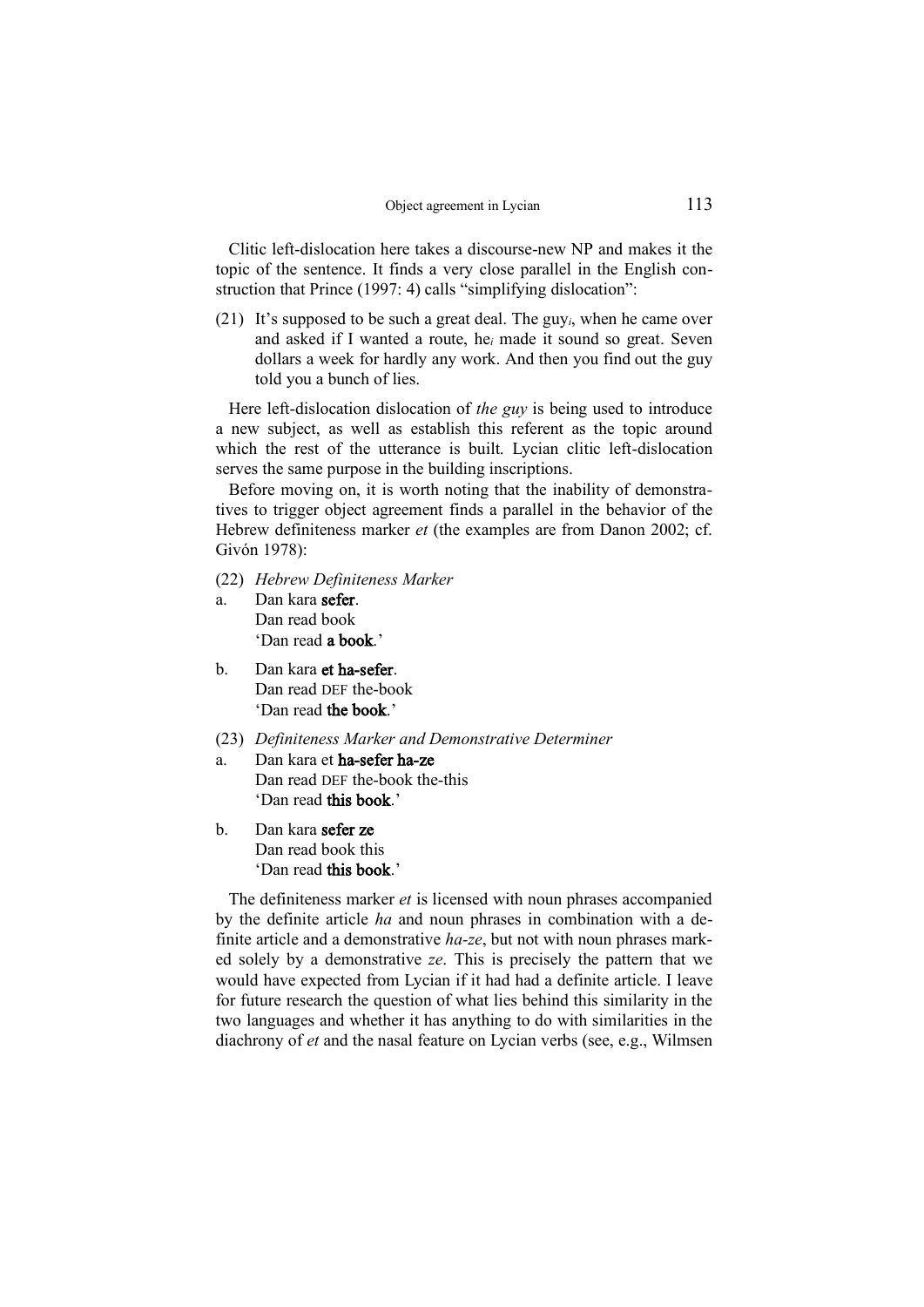Clitic left-dislocation here takes a discourse-new NP and makes it the topic of the sentence. It finds a very close parallel in the English construction that Prince (1997: 4) calls "simplifying dislocation":

(21) It's supposed to be such a great deal. The guy$_i$, when he came over and asked if I wanted a route, he$_i$ made it sound so great. Seven dollars a week for hardly any work. And then you find out the guy told you a bunch of lies.

Here left-dislocation dislocation of *the guy* is being used to introduce a new subject, as well as establish this referent as the topic around which the rest of the utterance is built. Lycian clitic left-dislocation serves the same purpose in the building inscriptions.

Before moving on, it is worth noting that the inability of demonstratives to trigger object agreement finds a parallel in the behavior of the Hebrew definiteness marker *et* (the examples are from Danon 2002; cf. Givón 1978):

(22) *Hebrew Definiteness Marker*

a. Dan kara **sefer**.
   Dan read book
   'Dan read **a book**.'

b. Dan kara **et ha-sefer**.
   Dan read DEF the-book
   'Dan read **the book**.'

(23) *Definiteness Marker and Demonstrative Determiner*

a. Dan kara et **ha-sefer ha-ze**
   Dan read DEF the-book the-this
   'Dan read **this book**.'

b. Dan kara **sefer ze**
   Dan read book this
   'Dan read **this book**.'

The definiteness marker *et* is licensed with noun phrases accompanied by the definite article *ha* and noun phrases in combination with a definite article and a demonstrative *ha-ze*, but not with noun phrases marked solely by a demonstrative *ze*. This is precisely the pattern that we would have expected from Lycian if it had had a definite article. I leave for future research the question of what lies behind this similarity in the two languages and whether it has anything to do with similarities in the diachrony of *et* and the nasal feature on Lycian verbs (see, e.g., Wilmsen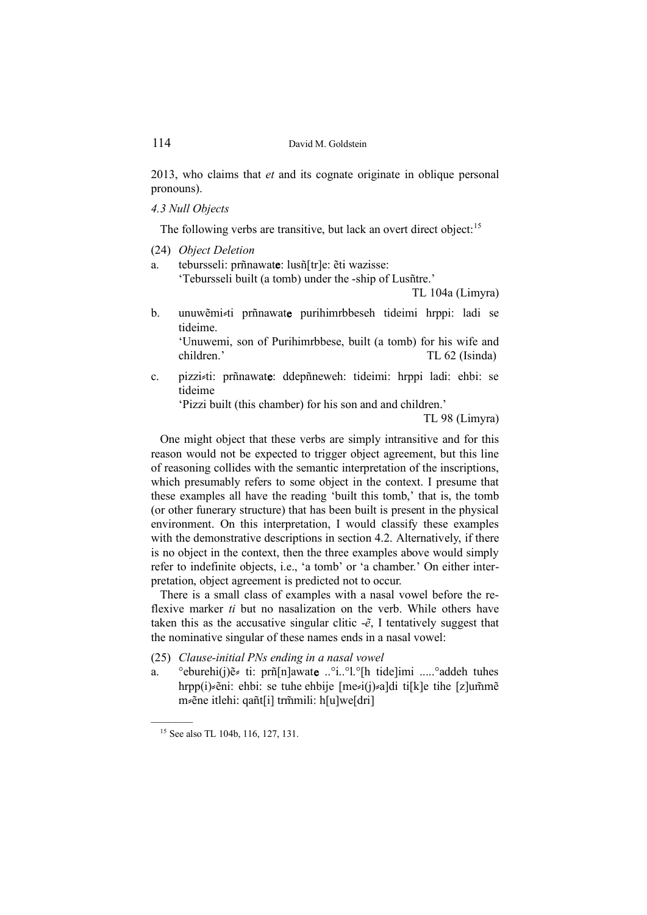2013, who claims that *et* and its cognate originate in oblique personal pronouns).

*4.3 Null Objects*

The following verbs are transitive, but lack an overt direct object:[15]

(24) *Object Deletion*

a. tebursseli: prñnawate: lusñ[tr]e: ẽti wazisse:
   'Tebursseli built (a tomb) under the -ship of Lusñtre.'
   TL 104a (Limyra)

b. unuwẽmi≠ti prñnawate purihimrbbeseh tideimi hrppi: ladi se tideime.
   'Unuwemi, son of Purihimrbbese, built (a tomb) for his wife and children.' TL 62 (Isinda)

c. pizzi≠ti: prñnawate: ddepñneweh: tideimi: hrppi ladi: ehbi: se tideime
   'Pizzi built (this chamber) for his son and and children.'
   TL 98 (Limyra)

One might object that these verbs are simply intransitive and for this reason would not be expected to trigger object agreement, but this line of reasoning collides with the semantic interpretation of the inscriptions, which presumably refers to some object in the context. I presume that these examples all have the reading 'built this tomb,' that is, the tomb (or other funerary structure) that has been built is present in the physical environment. On this interpretation, I would classify these examples with the demonstrative descriptions in section 4.2. Alternatively, if there is no object in the context, then the three examples above would simply refer to indefinite objects, i.e., 'a tomb' or 'a chamber.' On either interpretation, object agreement is predicted not to occur.

There is a small class of examples with a nasal vowel before the reflexive marker *ti* but no nasalization on the verb. While others have taken this as the accusative singular clitic *-ẽ*, I tentatively suggest that the nominative singular of these names ends in a nasal vowel:

(25) *Clause-initial PNs ending in a nasal vowel*

a. °eburehi(j)ẽ≠ ti: prñ[n]awate ..°i..°l.°[h tide]imi .....°addeh tuhes hrpp(i)≠ẽni: ehbi: se tuhe ehbije [me≠i(j)≠a]di ti[k]e tihe [z]um̃mẽ m≠ẽne itlehi: qañt[i] trm̃mili: h[u]we[dri]

[15] See also TL 104b, 116, 127, 131.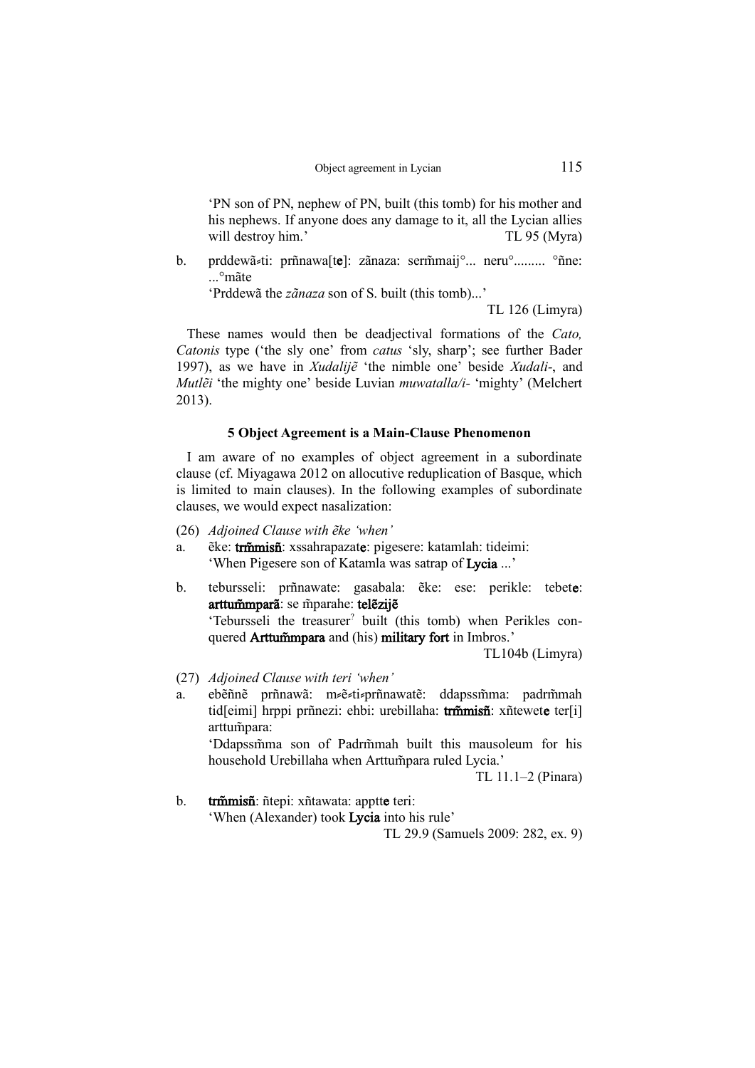'PN son of PN, nephew of PN, built (this tomb) for his mother and his nephews. If anyone does any damage to it, all the Lycian allies will destroy him.' TL 95 (Myra)

b. prddewã⸗ti: prñnawa[t**e**]: zãnaza: serm̃maij°... neru°......... °ñne: ...°mãte
'Prddewã the *zãnaza* son of S. built (this tomb)...'
TL 126 (Limyra)

These names would then be deadjectival formations of the *Cato, Catonis* type ('the sly one' from *catus* 'sly, sharp'; see further Bader 1997), as we have in *Xudalijẽ* 'the nimble one' beside *Xudali-*, and *Mutlẽi* 'the mighty one' beside Luvian *muwatalla/i-* 'mighty' (Melchert 2013).

### 5 Object Agreement is a Main-Clause Phenomenon

I am aware of no examples of object agreement in a subordinate clause (cf. Miyagawa 2012 on allocutive reduplication of Basque, which is limited to main clauses). In the following examples of subordinate clauses, we would expect nasalization:

(26) *Adjoined Clause with ẽke 'when'*

a. ẽke: **trm̃misñ**: xssahrapazat**e**: pigesere: katamlah: tideimi:
'When Pigesere son of Katamla was satrap of **Lycia** ...'

b. tebursseli: prñnawate: gasabala: ẽke: ese: perikle: tebet**e**: **arttum̃mparã**: se m̃parahe: **telẽzijẽ**
'Tebursseli the treasurer? built (this tomb) when Perikles conquered **Arttum̃mpara** and (his) **military fort** in Imbros.'
TL104b (Limyra)

(27) *Adjoined Clause with teri 'when'*

a. ebẽñnẽ prñnawã: m⸗ẽ⸗ti⸗prñnawatẽ: ddapssm̃ma: padrm̃mah tid[eimi] hrppi prñnezi: ehbi: urebillaha: **trm̃misñ**: xñtewet**e** ter[i] arttum̃para:
'Ddapssm̃ma son of Padrm̃mah built this mausoleum for his household Urebillaha when Arttum̃para ruled Lycia.'
TL 11.1–2 (Pinara)

b. **trm̃misñ**: ñtepi: xñtawata: apptt**e** teri:
'When (Alexander) took **Lycia** into his rule'
TL 29.9 (Samuels 2009: 282, ex. 9)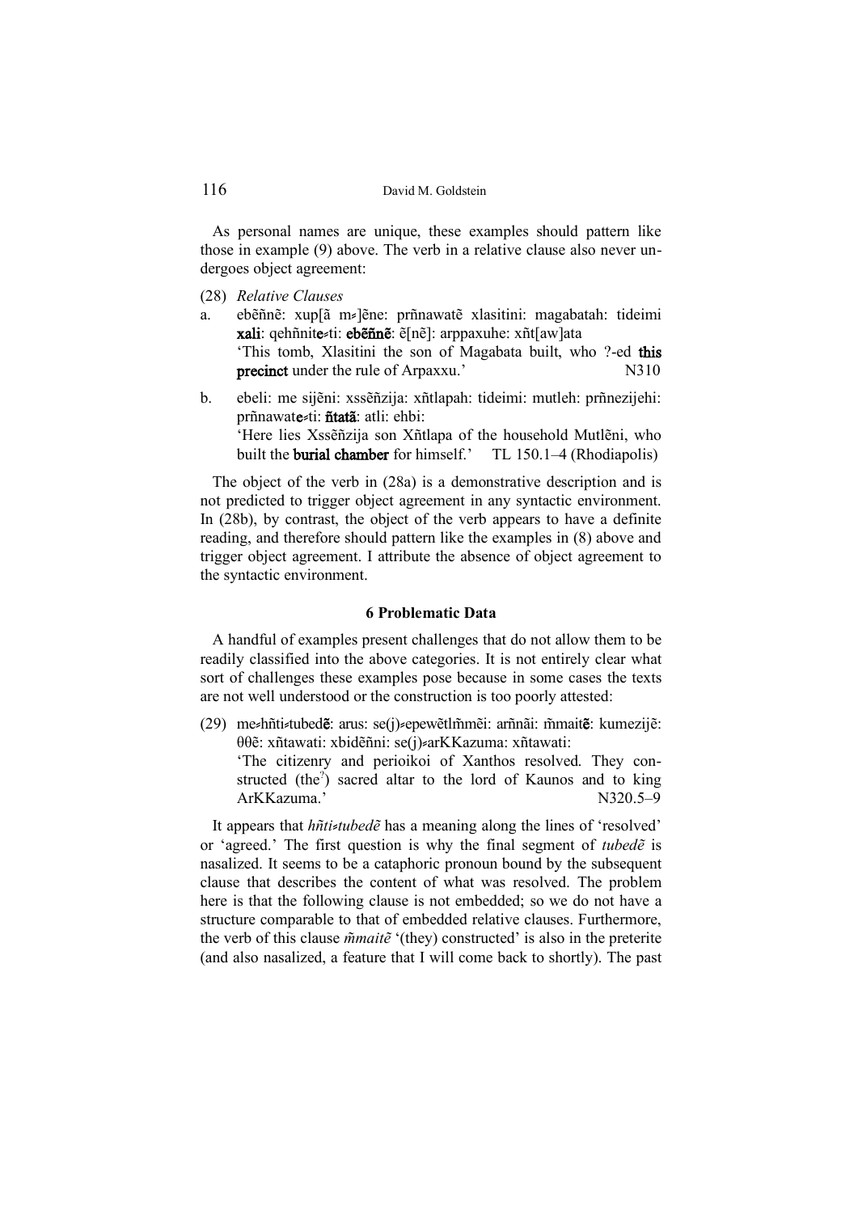As personal names are unique, these examples should pattern like those in example (9) above. The verb in a relative clause also never undergoes object agreement:

(28) *Relative Clauses*

a. ebẽñnẽ: xup[ã m⸗]ẽne: prñnawatẽ xlasitini: magabatah: tideimi **xali**: qehñnite⸗ti: **ebẽñnẽ**: ẽ[nẽ]: arppaxuhe: xñt[aw]ata
'This tomb, Xlasitini the son of Magabata built, who ?-ed **this precinct** under the rule of Arpaxxu.' N310

b. ebeli: me sijẽni: xssẽñzija: xñtlapah: tideimi: mutleh: prñnezijehi: prñnawate⸗ti: **ñtatã**: atli: ehbi:
'Here lies Xssẽñzija son Xñtlapa of the household Mutlẽni, who built the **burial chamber** for himself.' TL 150.1–4 (Rhodiapolis)

The object of the verb in (28a) is a demonstrative description and is not predicted to trigger object agreement in any syntactic environment. In (28b), by contrast, the object of the verb appears to have a definite reading, and therefore should pattern like the examples in (8) above and trigger object agreement. I attribute the absence of object agreement to the syntactic environment.

## 6 Problematic Data

A handful of examples present challenges that do not allow them to be readily classified into the above categories. It is not entirely clear what sort of challenges these examples pose because in some cases the texts are not well understood or the construction is too poorly attested:

(29) me⸗hñti⸗tubed**ẽ**: arus: se(j)⸗epewẽtlm̃mẽi: arñnãi: m̃mait**ẽ**: kumezijẽ: θθẽ: xñtawati: xbidẽñni: se(j)⸗arKKazuma: xñtawati:
'The citizenry and perioikoi of Xanthos resolved. They constructed (the?) sacred altar to the lord of Kaunos and to king ArKKazuma.' N320.5–9

It appears that *hñti⸗tubedẽ* has a meaning along the lines of 'resolved' or 'agreed.' The first question is why the final segment of *tubedẽ* is nasalized. It seems to be a cataphoric pronoun bound by the subsequent clause that describes the content of what was resolved. The problem here is that the following clause is not embedded; so we do not have a structure comparable to that of embedded relative clauses. Furthermore, the verb of this clause *m̃maitẽ* '(they) constructed' is also in the preterite (and also nasalized, a feature that I will come back to shortly). The past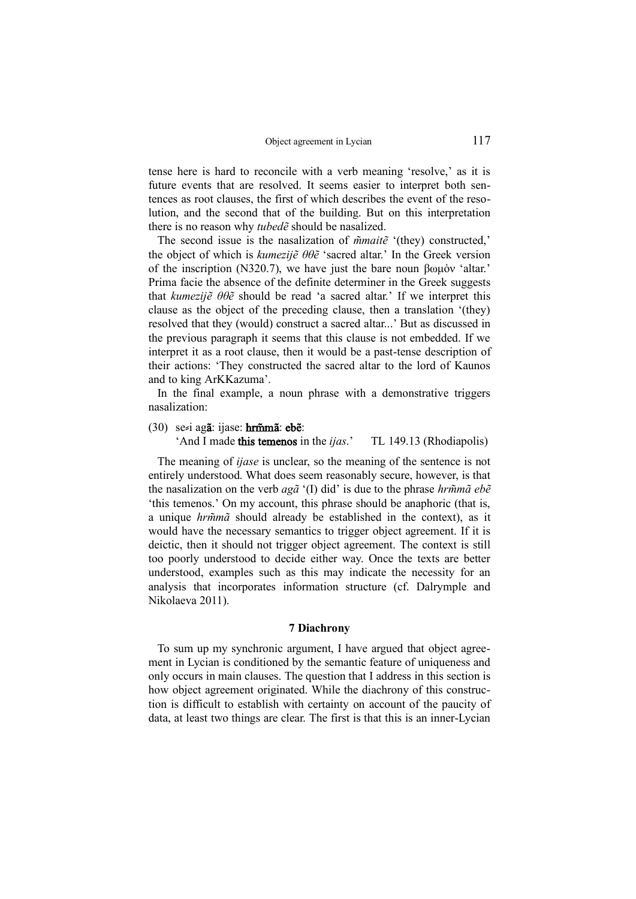tense here is hard to reconcile with a verb meaning 'resolve,' as it is future events that are resolved. It seems easier to interpret both sentences as root clauses, the first of which describes the event of the resolution, and the second that of the building. But on this interpretation there is no reason why *tubedẽ* should be nasalized.

The second issue is the nasalization of *m̃maitẽ* '(they) constructed,' the object of which is *kumezijẽ θθẽ* 'sacred altar.' In the Greek version of the inscription (N320.7), we have just the bare noun βωμὸν 'altar.' Prima facie the absence of the definite determiner in the Greek suggests that *kumezijẽ θθẽ* should be read 'a sacred altar.' If we interpret this clause as the object of the preceding clause, then a translation '(they) resolved that they (would) construct a sacred altar...' But as discussed in the previous paragraph it seems that this clause is not embedded. If we interpret it as a root clause, then it would be a past-tense description of their actions: 'They constructed the sacred altar to the lord of Kaunos and to king ArKKazuma'.

In the final example, a noun phrase with a demonstrative triggers nasalization:

(30) se≈i ag**ã**: ijase: **hrm̃mã**: **ebẽ**:
'And I made **this temenos** in the *ijas*.' TL 149.13 (Rhodiapolis)

The meaning of *ijase* is unclear, so the meaning of the sentence is not entirely understood. What does seem reasonably secure, however, is that the nasalization on the verb *agã* '(I) did' is due to the phrase *hrm̃mã ebẽ* 'this temenos.' On my account, this phrase should be anaphoric (that is, a unique *hrm̃mã* should already be established in the context), as it would have the necessary semantics to trigger object agreement. If it is deictic, then it should not trigger object agreement. The context is still too poorly understood to decide either way. Once the texts are better understood, examples such as this may indicate the necessity for an analysis that incorporates information structure (cf. Dalrymple and Nikolaeva 2011).

## 7 Diachrony

To sum up my synchronic argument, I have argued that object agreement in Lycian is conditioned by the semantic feature of uniqueness and only occurs in main clauses. The question that I address in this section is how object agreement originated. While the diachrony of this construction is difficult to establish with certainty on account of the paucity of data, at least two things are clear. The first is that this is an inner-Lycian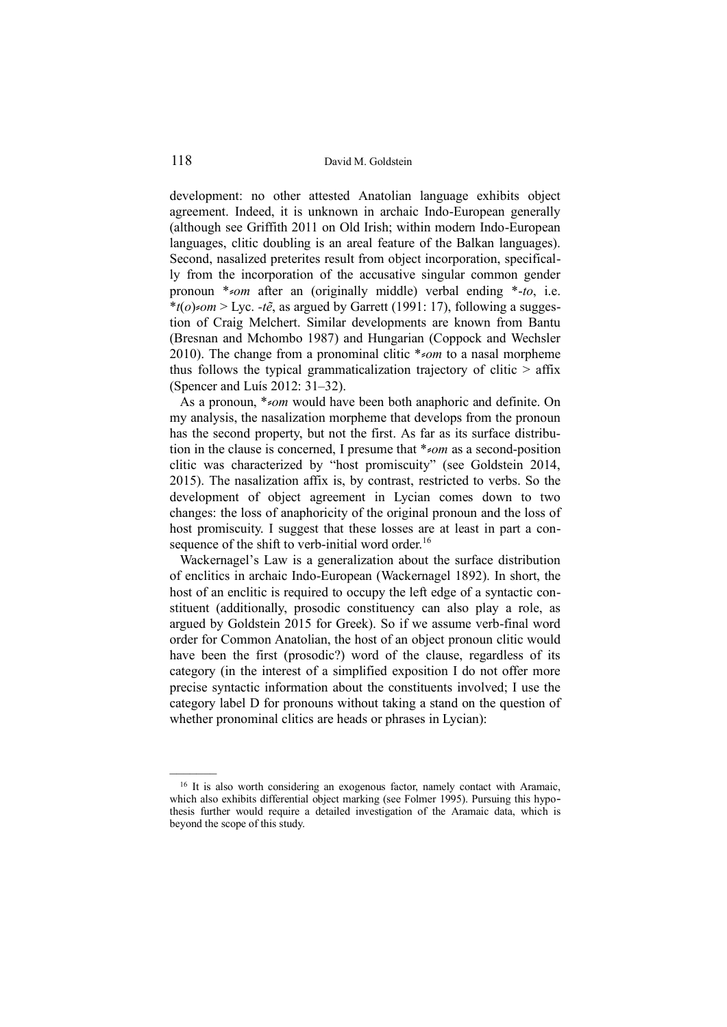development: no other attested Anatolian language exhibits object agreement. Indeed, it is unknown in archaic Indo-European generally (although see Griffith 2011 on Old Irish; within modern Indo-European languages, clitic doubling is an areal feature of the Balkan languages). Second, nasalized preterites result from object incorporation, specifically from the incorporation of the accusative singular common gender pronoun *⸗*om* after an (originally middle) verbal ending *-*to*, i.e. *t(*o*)⸗*om* > Lyc. -*tẽ*, as argued by Garrett (1991: 17), following a suggestion of Craig Melchert. Similar developments are known from Bantu (Bresnan and Mchombo 1987) and Hungarian (Coppock and Wechsler 2010). The change from a pronominal clitic *⸗*om* to a nasal morpheme thus follows the typical grammaticalization trajectory of clitic > affix (Spencer and Luís 2012: 31–32).

As a pronoun, *⸗*om* would have been both anaphoric and definite. On my analysis, the nasalization morpheme that develops from the pronoun has the second property, but not the first. As far as its surface distribution in the clause is concerned, I presume that *⸗*om* as a second-position clitic was characterized by "host promiscuity" (see Goldstein 2014, 2015). The nasalization affix is, by contrast, restricted to verbs. So the development of object agreement in Lycian comes down to two changes: the loss of anaphoricity of the original pronoun and the loss of host promiscuity. I suggest that these losses are at least in part a consequence of the shift to verb-initial word order.[16]

Wackernagel's Law is a generalization about the surface distribution of enclitics in archaic Indo-European (Wackernagel 1892). In short, the host of an enclitic is required to occupy the left edge of a syntactic constituent (additionally, prosodic constituency can also play a role, as argued by Goldstein 2015 for Greek). So if we assume verb-final word order for Common Anatolian, the host of an object pronoun clitic would have been the first (prosodic?) word of the clause, regardless of its category (in the interest of a simplified exposition I do not offer more precise syntactic information about the constituents involved; I use the category label D for pronouns without taking a stand on the question of whether pronominal clitics are heads or phrases in Lycian):

---

[16] It is also worth considering an exogenous factor, namely contact with Aramaic, which also exhibits differential object marking (see Folmer 1995). Pursuing this hypothesis further would require a detailed investigation of the Aramaic data, which is beyond the scope of this study.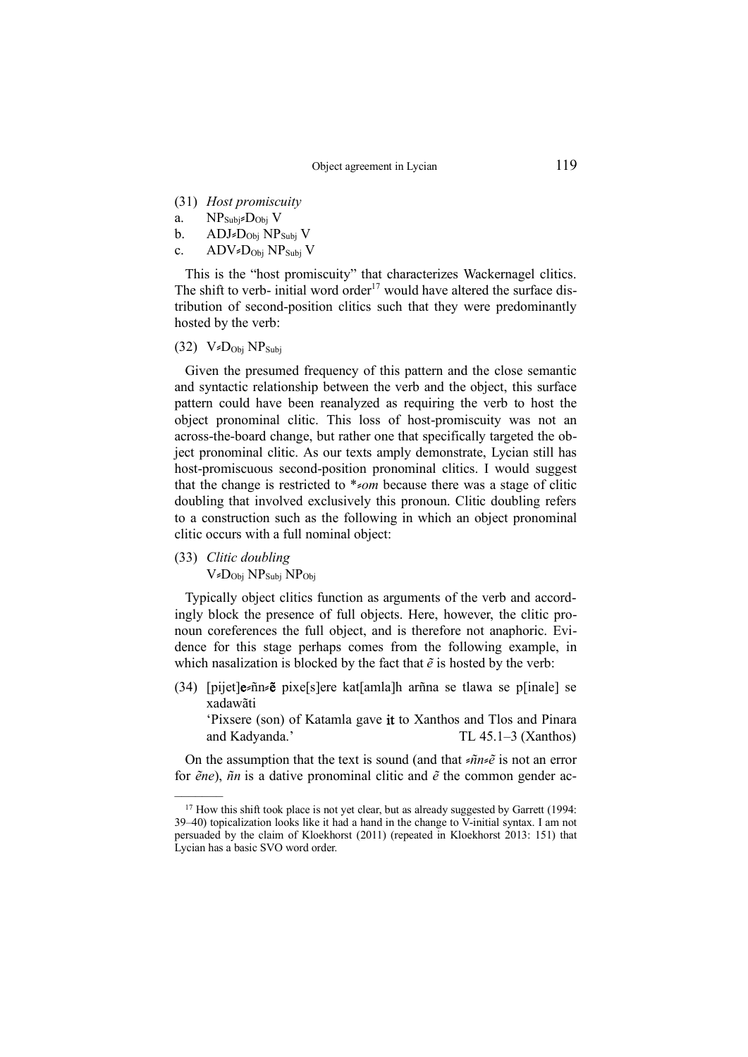(31) *Host promiscuity*

a. NP$_{Subj}$≈D$_{Obj}$ V
b. ADJ≈D$_{Obj}$ NP$_{Subj}$ V
c. ADV≈D$_{Obj}$ NP$_{Subj}$ V

This is the "host promiscuity" that characterizes Wackernagel clitics. The shift to verb- initial word order[17] would have altered the surface distribution of second-position clitics such that they were predominantly hosted by the verb:

(32) V≈D$_{Obj}$ NP$_{Subj}$

Given the presumed frequency of this pattern and the close semantic and syntactic relationship between the verb and the object, this surface pattern could have been reanalyzed as requiring the verb to host the object pronominal clitic. This loss of host-promiscuity was not an across-the-board change, but rather one that specifically targeted the object pronominal clitic. As our texts amply demonstrate, Lycian still has host-promiscuous second-position pronominal clitics. I would suggest that the change is restricted to *≈*om* because there was a stage of clitic doubling that involved exclusively this pronoun. Clitic doubling refers to a construction such as the following in which an object pronominal clitic occurs with a full nominal object:

(33) *Clitic doubling*
V≈D$_{Obj}$ NP$_{Subj}$ NP$_{Obj}$

Typically object clitics function as arguments of the verb and accordingly block the presence of full objects. Here, however, the clitic pronoun coreferences the full object, and is therefore not anaphoric. Evidence for this stage perhaps comes from the following example, in which nasalization is blocked by the fact that *ẽ* is hosted by the verb:

(34) [pijet]**e**≈ñn≈**ẽ** pixe[s]ere kat[amla]h arñna se tlawa se p[inale] se xadawãti
'Pixsere (son) of Katamla gave **it** to Xanthos and Tlos and Pinara and Kadyanda.' TL 45.1–3 (Xanthos)

On the assumption that the text is sound (and that *≈ñn≈ẽ* is not an error for *ẽne*), *ñn* is a dative pronominal clitic and *ẽ* the common gender ac-

---

[17] How this shift took place is not yet clear, but as already suggested by Garrett (1994: 39–40) topicalization looks like it had a hand in the change to V-initial syntax. I am not persuaded by the claim of Kloekhorst (2011) (repeated in Kloekhorst 2013: 151) that Lycian has a basic SVO word order.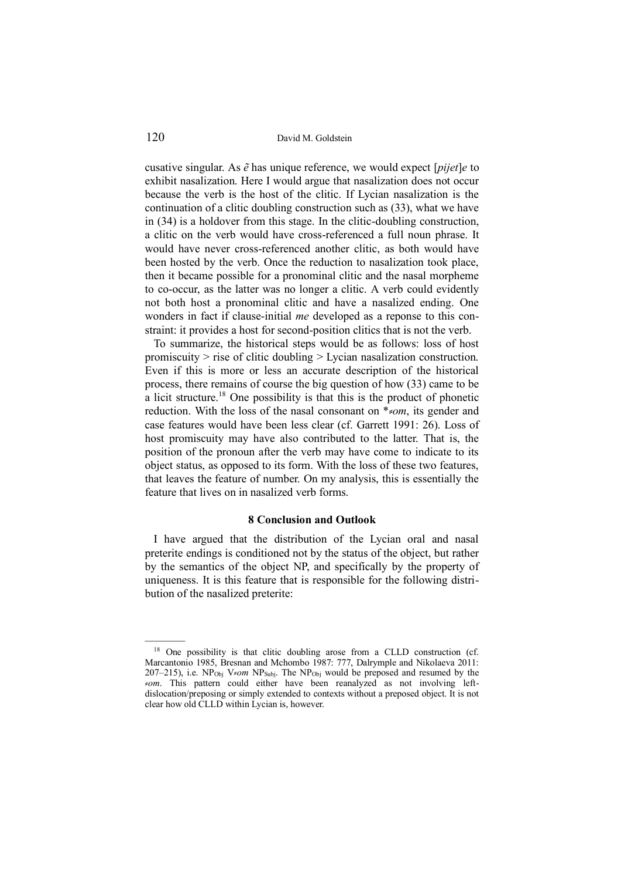cusative singular. As *ẽ* has unique reference, we would expect [*pijet*]*e* to exhibit nasalization. Here I would argue that nasalization does not occur because the verb is the host of the clitic. If Lycian nasalization is the continuation of a clitic doubling construction such as (33), what we have in (34) is a holdover from this stage. In the clitic-doubling construction, a clitic on the verb would have cross-referenced a full noun phrase. It would have never cross-referenced another clitic, as both would have been hosted by the verb. Once the reduction to nasalization took place, then it became possible for a pronominal clitic and the nasal morpheme to co-occur, as the latter was no longer a clitic. A verb could evidently not both host a pronominal clitic and have a nasalized ending. One wonders in fact if clause-initial *me* developed as a reponse to this constraint: it provides a host for second-position clitics that is not the verb.

To summarize, the historical steps would be as follows: loss of host promiscuity > rise of clitic doubling > Lycian nasalization construction. Even if this is more or less an accurate description of the historical process, there remains of course the big question of how (33) came to be a licit structure.[18] One possibility is that this is the product of phonetic reduction. With the loss of the nasal consonant on *=*om*, its gender and case features would have been less clear (cf. Garrett 1991: 26). Loss of host promiscuity may have also contributed to the latter. That is, the position of the pronoun after the verb may have come to indicate to its object status, as opposed to its form. With the loss of these two features, that leaves the feature of number. On my analysis, this is essentially the feature that lives on in nasalized verb forms.

## 8 Conclusion and Outlook

I have argued that the distribution of the Lycian oral and nasal preterite endings is conditioned not by the status of the object, but rather by the semantics of the object NP, and specifically by the property of uniqueness. It is this feature that is responsible for the following distribution of the nasalized preterite:

---

[18] One possibility is that clitic doubling arose from a CLLD construction (cf. Marcantonio 1985, Bresnan and Mchombo 1987: 777, Dalrymple and Nikolaeva 2011: 207–215), i.e. $NP_{Obj}$ V=*om* $NP_{Subj}$. The $NP_{Obj}$ would be preposed and resumed by the =*om*. This pattern could either have been reanalyzed as not involving left-dislocation/preposing or simply extended to contexts without a preposed object. It is not clear how old CLLD within Lycian is, however.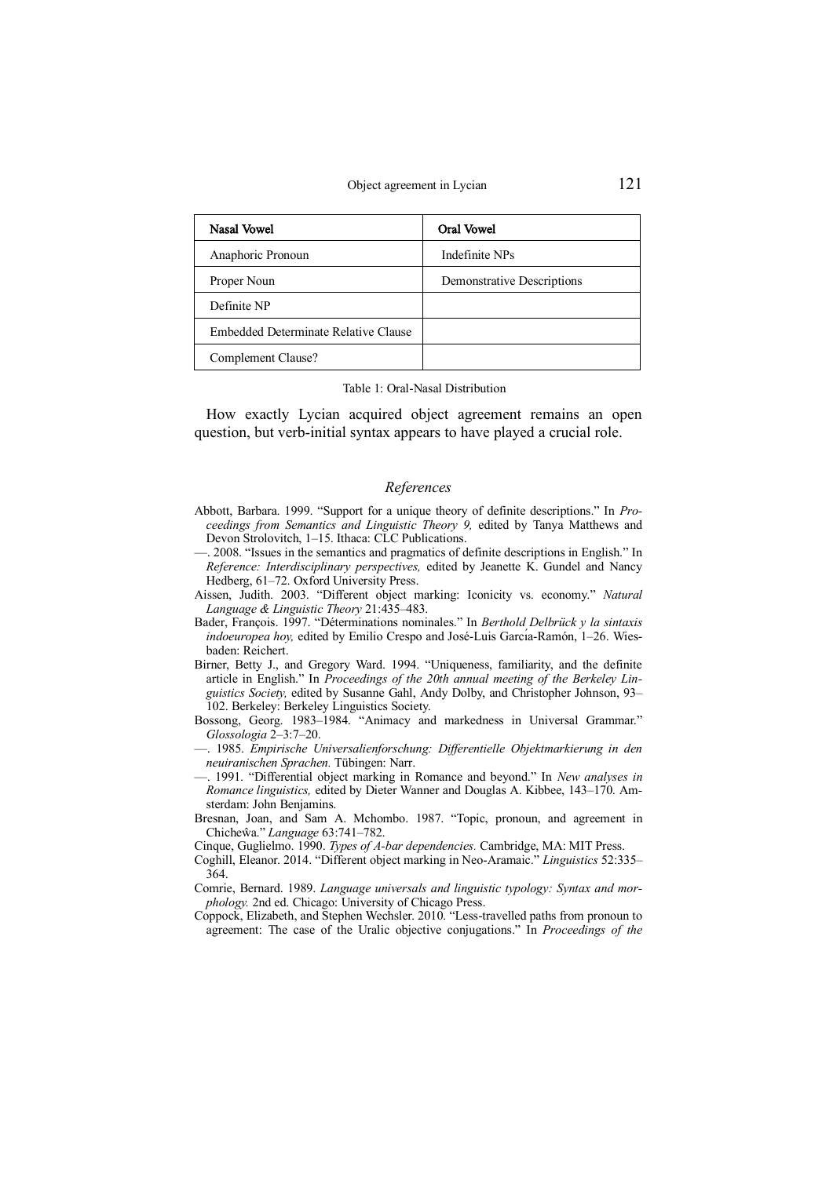| Nasal Vowel | Oral Vowel |
| --- | --- |
| Anaphoric Pronoun | Indefinite NPs |
| Proper Noun | Demonstrative Descriptions |
| Definite NP | |
| Embedded Determinate Relative Clause | |
| Complement Clause? | |

Table 1: Oral-Nasal Distribution

How exactly Lycian acquired object agreement remains an open question, but verb-initial syntax appears to have played a crucial role.

## *References*

Abbott, Barbara. 1999. "Support for a unique theory of definite descriptions." In *Proceedings from Semantics and Linguistic Theory 9,* edited by Tanya Matthews and Devon Strolovitch, 1–15. Ithaca: CLC Publications.

—. 2008. "Issues in the semantics and pragmatics of definite descriptions in English." In *Reference: Interdisciplinary perspectives,* edited by Jeanette K. Gundel and Nancy Hedberg, 61–72. Oxford University Press.

Aissen, Judith. 2003. "Different object marking: Iconicity vs. economy." *Natural Language & Linguistic Theory* 21:435–483.

Bader, François. 1997. "Déterminations nominales." In *Berthold Delbrück y la sintaxis indoeuropea hoy,* edited by Emilio Crespo and José-Luis García-Ramón, 1–26. Wiesbaden: Reichert.

Birner, Betty J., and Gregory Ward. 1994. "Uniqueness, familiarity, and the definite article in English." In *Proceedings of the 20th annual meeting of the Berkeley Linguistics Society,* edited by Susanne Gahl, Andy Dolby, and Christopher Johnson, 93–102. Berkeley: Berkeley Linguistics Society.

Bossong, Georg. 1983–1984. "Animacy and markedness in Universal Grammar." *Glossologia* 2–3:7–20.

—. 1985. *Empirische Universalienforschung: Differentielle Objektmarkierung in den neuiranischen Sprachen.* Tübingen: Narr.

—. 1991. "Differential object marking in Romance and beyond." In *New analyses in Romance linguistics,* edited by Dieter Wanner and Douglas A. Kibbee, 143–170. Amsterdam: John Benjamins.

Bresnan, Joan, and Sam A. Mchombo. 1987. "Topic, pronoun, and agreement in Chicheŵa." *Language* 63:741–782.

Cinque, Guglielmo. 1990. *Types of A-bar dependencies.* Cambridge, MA: MIT Press.

Coghill, Eleanor. 2014. "Different object marking in Neo-Aramaic." *Linguistics* 52:335–364.

Comrie, Bernard. 1989. *Language universals and linguistic typology: Syntax and morphology.* 2nd ed. Chicago: University of Chicago Press.

Coppock, Elizabeth, and Stephen Wechsler. 2010. "Less-travelled paths from pronoun to agreement: The case of the Uralic objective conjugations." In *Proceedings of the*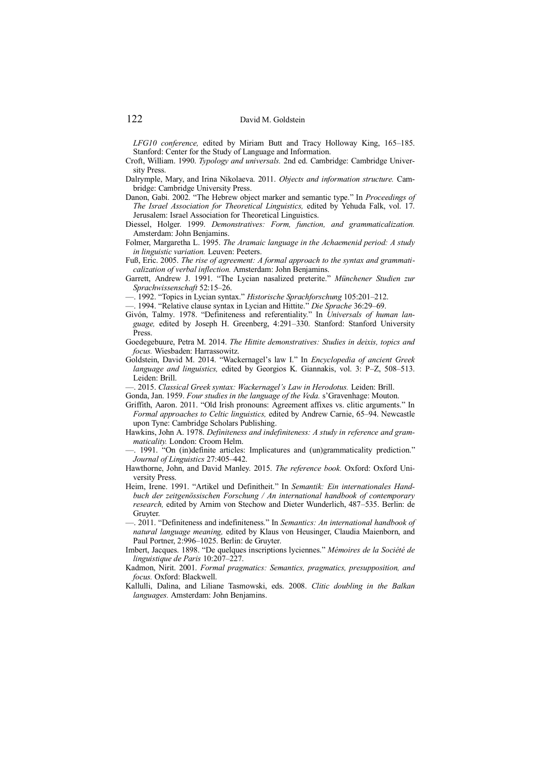*LFG10 conference,* edited by Miriam Butt and Tracy Holloway King, 165–185. Stanford: Center for the Study of Language and Information.

Croft, William. 1990. *Typology and universals.* 2nd ed. Cambridge: Cambridge University Press.

Dalrymple, Mary, and Irina Nikolaeva. 2011. *Objects and information structure.* Cambridge: Cambridge University Press.

Danon, Gabi. 2002. "The Hebrew object marker and semantic type." In *Proceedings of The Israel Association for Theoretical Linguistics,* edited by Yehuda Falk, vol. 17. Jerusalem: Israel Association for Theoretical Linguistics.

Diessel, Holger. 1999. *Demonstratives: Form, function, and grammaticalization.* Amsterdam: John Benjamins.

Folmer, Margaretha L. 1995. *The Aramaic language in the Achaemenid period: A study in linguistic variation.* Leuven: Peeters.

Fuß, Eric. 2005. *The rise of agreement: A formal approach to the syntax and grammaticalization of verbal inflection.* Amsterdam: John Benjamins.

Garrett, Andrew J. 1991. "The Lycian nasalized preterite." *Münchener Studien zur Sprachwissenschaft* 52:15–26.

—. 1992. "Topics in Lycian syntax." *Historische Sprachforschung* 105:201–212.

—. 1994. "Relative clause syntax in Lycian and Hittite." *Die Sprache* 36:29–69.

Givón, Talmy. 1978. "Definiteness and referentiality." In *Universals of human language,* edited by Joseph H. Greenberg, 4:291–330. Stanford: Stanford University Press.

Goedegebuure, Petra M. 2014. *The Hittite demonstratives: Studies in deixis, topics and focus.* Wiesbaden: Harrassowitz.

Goldstein, David M. 2014. "Wackernagel's law I." In *Encyclopedia of ancient Greek language and linguistics,* edited by Georgios K. Giannakis, vol. 3: P–Z, 508–513. Leiden: Brill.

—. 2015. *Classical Greek syntax: Wackernagel's Law in Herodotus.* Leiden: Brill.

Gonda, Jan. 1959. *Four studies in the language of the Veda.* s'Gravenhage: Mouton.

Griffith, Aaron. 2011. "Old Irish pronouns: Agreement affixes vs. clitic arguments." In *Formal approaches to Celtic linguistics,* edited by Andrew Carnie, 65–94. Newcastle upon Tyne: Cambridge Scholars Publishing.

Hawkins, John A. 1978. *Definiteness and indefiniteness: A study in reference and grammaticality.* London: Croom Helm.

—. 1991. "On (in)definite articles: Implicatures and (un)grammaticality prediction." *Journal of Linguistics* 27:405–442.

Hawthorne, John, and David Manley. 2015. *The reference book.* Oxford: Oxford University Press.

Heim, Irene. 1991. "Artikel und Definitheit." In *Semantik: Ein internationales Handbuch der zeitgenössischen Forschung / An international handbook of contemporary research,* edited by Arnim von Stechow and Dieter Wunderlich, 487–535. Berlin: de Gruyter.

—. 2011. "Definiteness and indefiniteness." In *Semantics: An international handbook of natural language meaning,* edited by Klaus von Heusinger, Claudia Maienborn, and Paul Portner, 2:996–1025. Berlin: de Gruyter.

Imbert, Jacques. 1898. "De quelques inscriptions lyciennes." *Mémoires de la Société de linguistique de Paris* 10:207–227.

Kadmon, Nirit. 2001. *Formal pragmatics: Semantics, pragmatics, presupposition, and focus.* Oxford: Blackwell.

Kallulli, Dalina, and Liliane Tasmowski, eds. 2008. *Clitic doubling in the Balkan languages.* Amsterdam: John Benjamins.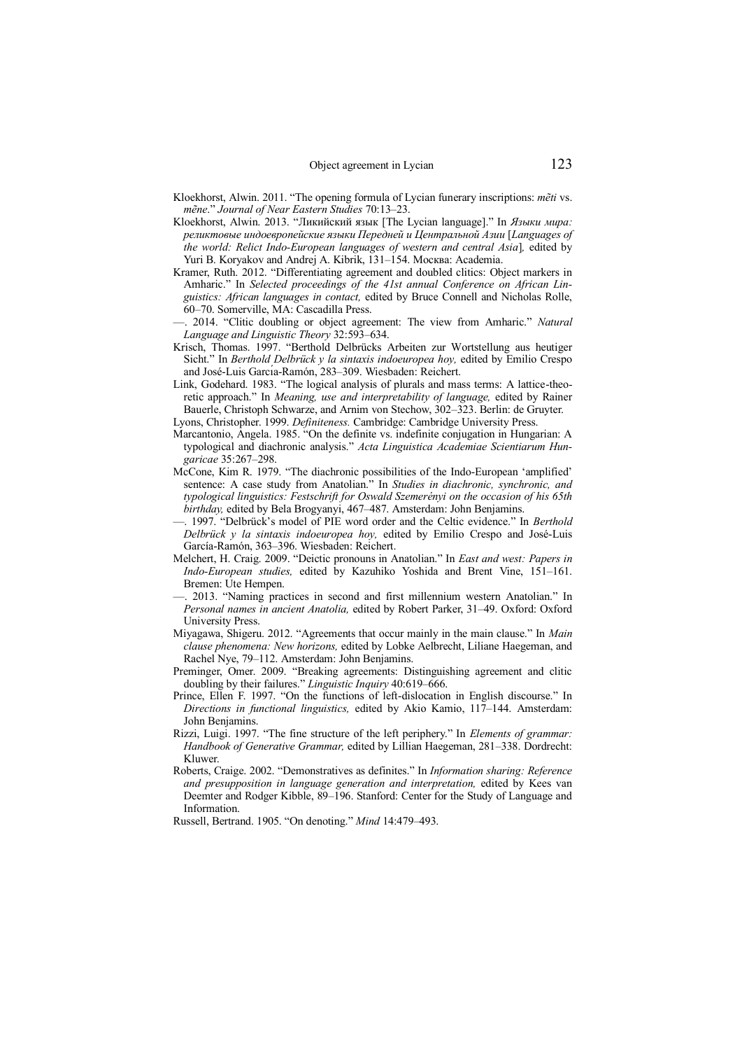Kloekhorst, Alwin. 2011. "The opening formula of Lycian funerary inscriptions: *mẽti* vs. *mẽne*." *Journal of Near Eastern Studies* 70:13–23.

Kloekhorst, Alwin. 2013. "Ликийский язык [The Lycian language]." In *Языки мира: реликтовые индоевропейские языки Передней и Центральной Азии* [*Languages of the world: Relict Indo-European languages of western and central Asia*]*,* edited by Yuri B. Koryakov and Andrej A. Kibrik, 131–154. Москва: Academia.

Kramer, Ruth. 2012. "Differentiating agreement and doubled clitics: Object markers in Amharic." In *Selected proceedings of the 41st annual Conference on African Linguistics: African languages in contact,* edited by Bruce Connell and Nicholas Rolle, 60–70. Somerville, MA: Cascadilla Press.

—. 2014. "Clitic doubling or object agreement: The view from Amharic." *Natural Language and Linguistic Theory* 32:593–634.

Krisch, Thomas. 1997. "Berthold Delbrücks Arbeiten zur Wortstellung aus heutiger Sicht." In *Berthold Delbrück y la sintaxis indoeuropea hoy,* edited by Emilio Crespo and José-Luis García-Ramón, 283–309. Wiesbaden: Reichert.

Link, Godehard. 1983. "The logical analysis of plurals and mass terms: A lattice-theoretic approach." In *Meaning, use and interpretability of language,* edited by Rainer Bauerle, Christoph Schwarze, and Arnim von Stechow, 302–323. Berlin: de Gruyter.

Lyons, Christopher. 1999. *Definiteness.* Cambridge: Cambridge University Press.

Marcantonio, Angela. 1985. "On the definite vs. indefinite conjugation in Hungarian: A typological and diachronic analysis." *Acta Linguistica Academiae Scientiarum Hungaricae* 35:267–298.

McCone, Kim R. 1979. "The diachronic possibilities of the Indo-European 'amplified' sentence: A case study from Anatolian." In *Studies in diachronic, synchronic, and typological linguistics: Festschrift for Oswald Szemerényi on the occasion of his 65th birthday,* edited by Bela Brogyanyi, 467–487. Amsterdam: John Benjamins.

—. 1997. "Delbrück's model of PIE word order and the Celtic evidence." In *Berthold Delbrück y la sintaxis indoeuropea hoy,* edited by Emilio Crespo and José-Luis García-Ramón, 363–396. Wiesbaden: Reichert.

Melchert, H. Craig. 2009. "Deictic pronouns in Anatolian." In *East and west: Papers in Indo-European studies,* edited by Kazuhiko Yoshida and Brent Vine, 151–161. Bremen: Ute Hempen.

—. 2013. "Naming practices in second and first millennium western Anatolian." In *Personal names in ancient Anatolia,* edited by Robert Parker, 31–49. Oxford: Oxford University Press.

Miyagawa, Shigeru. 2012. "Agreements that occur mainly in the main clause." In *Main clause phenomena: New horizons,* edited by Lobke Aelbrecht, Liliane Haegeman, and Rachel Nye, 79–112. Amsterdam: John Benjamins.

Preminger, Omer. 2009. "Breaking agreements: Distinguishing agreement and clitic doubling by their failures." *Linguistic Inquiry* 40:619–666.

Prince, Ellen F. 1997. "On the functions of left-dislocation in English discourse." In *Directions in functional linguistics,* edited by Akio Kamio, 117–144. Amsterdam: John Benjamins.

Rizzi, Luigi. 1997. "The fine structure of the left periphery." In *Elements of grammar: Handbook of Generative Grammar,* edited by Lillian Haegeman, 281–338. Dordrecht: Kluwer.

Roberts, Craige. 2002. "Demonstratives as definites." In *Information sharing: Reference and presupposition in language generation and interpretation,* edited by Kees van Deemter and Rodger Kibble, 89–196. Stanford: Center for the Study of Language and Information.

Russell, Bertrand. 1905. "On denoting." *Mind* 14:479–493.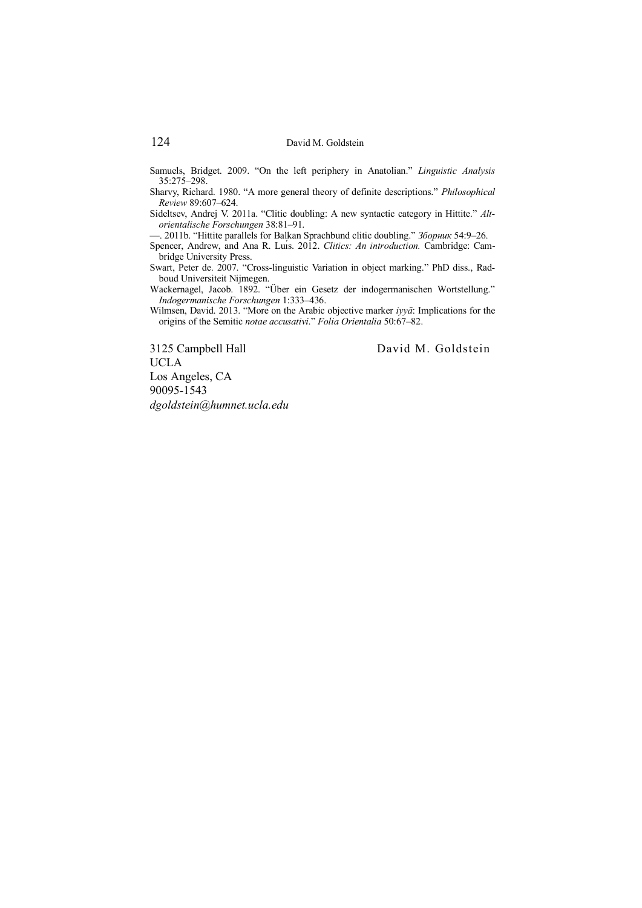Samuels, Bridget. 2009. "On the left periphery in Anatolian." *Linguistic Analysis* 35:275–298.

Sharvy, Richard. 1980. "A more general theory of definite descriptions." *Philosophical Review* 89:607–624.

Sideltsev, Andrej V. 2011a. "Clitic doubling: A new syntactic category in Hittite." *Altorientalische Forschungen* 38:81–91.

—. 2011b. "Hittite parallels for Balkan Sprachbund clitic doubling." *Зборник* 54:9–26.

Spencer, Andrew, and Ana R. Luís. 2012. *Clitics: An introduction.* Cambridge: Cambridge University Press.

Swart, Peter de. 2007. "Cross-linguistic Variation in object marking." PhD diss., Radboud Universiteit Nijmegen.

Wackernagel, Jacob. 1892. "Über ein Gesetz der indogermanischen Wortstellung." *Indogermanische Forschungen* 1:333–436.

Wilmsen, David. 2013. "More on the Arabic objective marker *iyyā*: Implications for the origins of the Semitic *notae accusativi*." *Folia Orientalia* 50:67–82.

3125 Campbell Hall
UCLA
Los Angeles, CA
90095-1543
*dgoldstein@humnet.ucla.edu*

David M. Goldstein